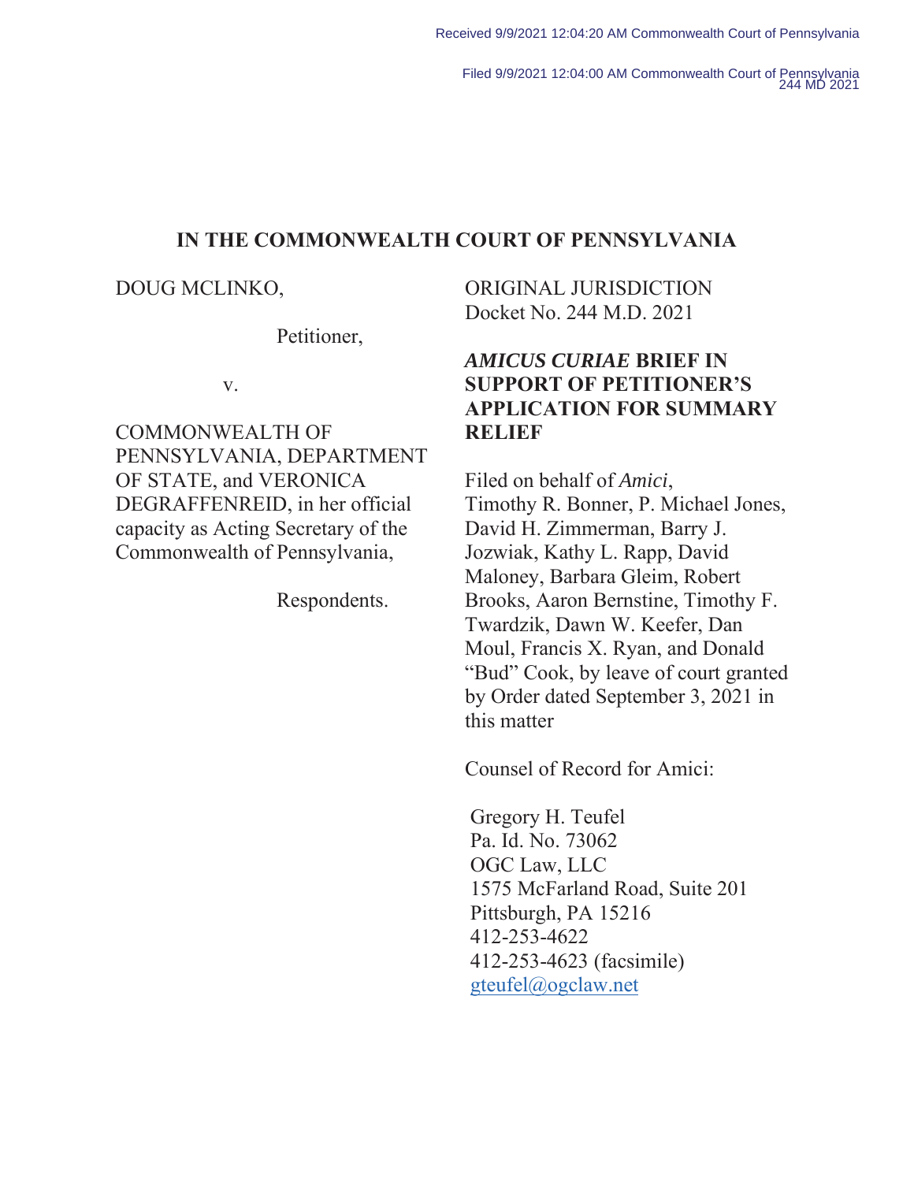Received 9/9/2021 12:04:20 AM Commonwealth Court of Pennsylvania

Filed 9/9/2021 12:04:00 AM Commonwealth Court of Pennsylvania
244 MD 2021

# IN THE COMMONWEALTH COURT OF PENNSYLVANIA

DOUG MCLINKO,

Petitioner,

v.

COMMONWEALTH OF PENNSYLVANIA, DEPARTMENT OF STATE, and VERONICA DEGRAFFENREID, in her official capacity as Acting Secretary of the Commonwealth of Pennsylvania,

Respondents.

ORIGINAL JURISDICTION
Docket No. 244 M.D. 2021

***AMICUS CURIAE* BRIEF IN SUPPORT OF PETITIONER'S APPLICATION FOR SUMMARY RELIEF**

Filed on behalf of *Amici*, Timothy R. Bonner, P. Michael Jones, David H. Zimmerman, Barry J. Jozwiak, Kathy L. Rapp, David Maloney, Barbara Gleim, Robert Brooks, Aaron Bernstine, Timothy F. Twardzik, Dawn W. Keefer, Dan Moul, Francis X. Ryan, and Donald "Bud" Cook, by leave of court granted by Order dated September 3, 2021 in this matter

Counsel of Record for Amici:

Gregory H. Teufel
Pa. Id. No. 73062
OGC Law, LLC
1575 McFarland Road, Suite 201
Pittsburgh, PA 15216
412-253-4622
412-253-4623 (facsimile)
gteufel@ogclaw.net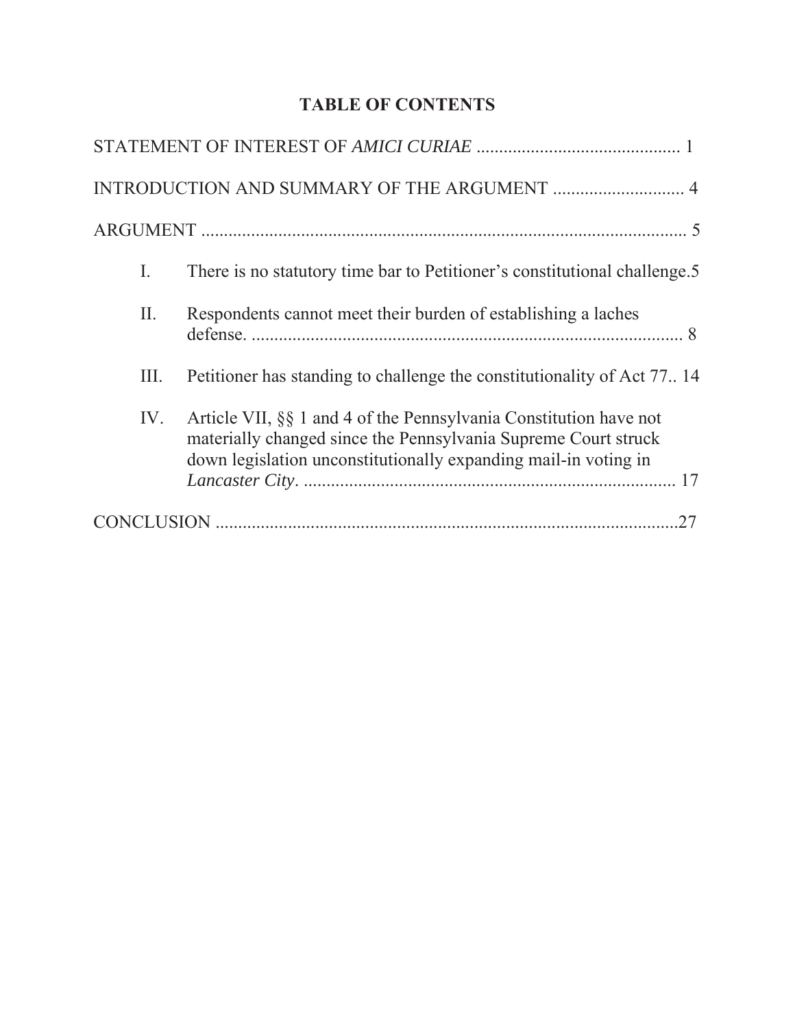## TABLE OF CONTENTS

STATEMENT OF INTEREST OF *AMICI CURIAE* ............................................ 1

INTRODUCTION AND SUMMARY OF THE ARGUMENT ............................ 4

ARGUMENT ........................................................................................................ 5

I. There is no statutory time bar to Petitioner's constitutional challenge.5

II. Respondents cannot meet their burden of establishing a laches defense. ............................................................................................... 8

III. Petitioner has standing to challenge the constitutionality of Act 77.. 14

IV. Article VII, §§ 1 and 4 of the Pennsylvania Constitution have not materially changed since the Pennsylvania Supreme Court struck down legislation unconstitutionally expanding mail-in voting in *Lancaster City*. .................................................................................. 17

CONCLUSION ......................................................................................................27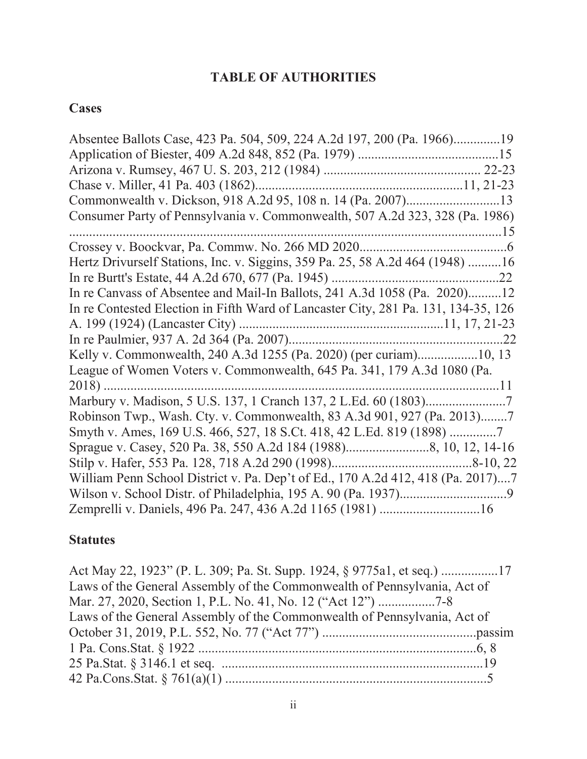# TABLE OF AUTHORITIES

## Cases

Absentee Ballots Case, 423 Pa. 504, 509, 224 A.2d 197, 200 (Pa. 1966)..............19
Application of Biester, 409 A.2d 848, 852 (Pa. 1979) ..........................................15
Arizona v. Rumsey, 467 U. S. 203, 212 (1984) .............................................. 22-23
Chase v. Miller, 41 Pa. 403 (1862)..............................................................11, 21-23
Commonwealth v. Dickson, 918 A.2d 95, 108 n. 14 (Pa. 2007)............................13
Consumer Party of Pennsylvania v. Commonwealth, 507 A.2d 323, 328 (Pa. 1986) ..................................................................................................................15
Crossey v. Boockvar, Pa. Commw. No. 266 MD 2020.............................................6
Hertz Drivurself Stations, Inc. v. Siggins, 359 Pa. 25, 58 A.2d 464 (1948) ..........16
In re Burtt's Estate, 44 A.2d 670, 677 (Pa. 1945) .................................................22
In re Canvass of Absentee and Mail-In Ballots, 241 A.3d 1058 (Pa. 2020)..........12
In re Contested Election in Fifth Ward of Lancaster City, 281 Pa. 131, 134-35, 126 A. 199 (1924) (Lancaster City) .............................................................11, 17, 21-23
In re Paulmier, 937 A. 2d 364 (Pa. 2007)................................................................22
Kelly v. Commonwealth, 240 A.3d 1255 (Pa. 2020) (per curiam)..................10, 13
League of Women Voters v. Commonwealth, 645 Pa. 341, 179 A.3d 1080 (Pa. 2018) ........................................................................................................................11
Marbury v. Madison, 5 U.S. 137, 1 Cranch 137, 2 L.Ed. 60 (1803)........................7
Robinson Twp., Wash. Cty. v. Commonwealth, 83 A.3d 901, 927 (Pa. 2013)........7
Smyth v. Ames, 169 U.S. 466, 527, 18 S.Ct. 418, 42 L.Ed. 819 (1898) ..............7
Sprague v. Casey, 520 Pa. 38, 550 A.2d 184 (1988).........................8, 10, 12, 14-16
Stilp v. Hafer, 553 Pa. 128, 718 A.2d 290 (1998)..........................................8-10, 22
William Penn School District v. Pa. Dep't of Ed., 170 A.2d 412, 418 (Pa. 2017)....7
Wilson v. School Distr. of Philadelphia, 195 A. 90 (Pa. 1937)................................9
Zemprelli v. Daniels, 496 Pa. 247, 436 A.2d 1165 (1981) ..............................16

## Statutes

Act May 22, 1923" (P. L. 309; Pa. St. Supp. 1924, § 9775a1, et seq.) .................17
Laws of the General Assembly of the Commonwealth of Pennsylvania, Act of Mar. 27, 2020, Section 1, P.L. No. 41, No. 12 ("Act 12") ................7-8
Laws of the General Assembly of the Commonwealth of Pennsylvania, Act of October 31, 2019, P.L. 552, No. 77 ("Act 77") .............................................passim
1 Pa. Cons.Stat. § 1922 ...................................................................................6, 8
25 Pa.Stat. § 3146.1 et seq. .............................................................................19
42 Pa.Cons.Stat. § 761(a)(1) .............................................................................5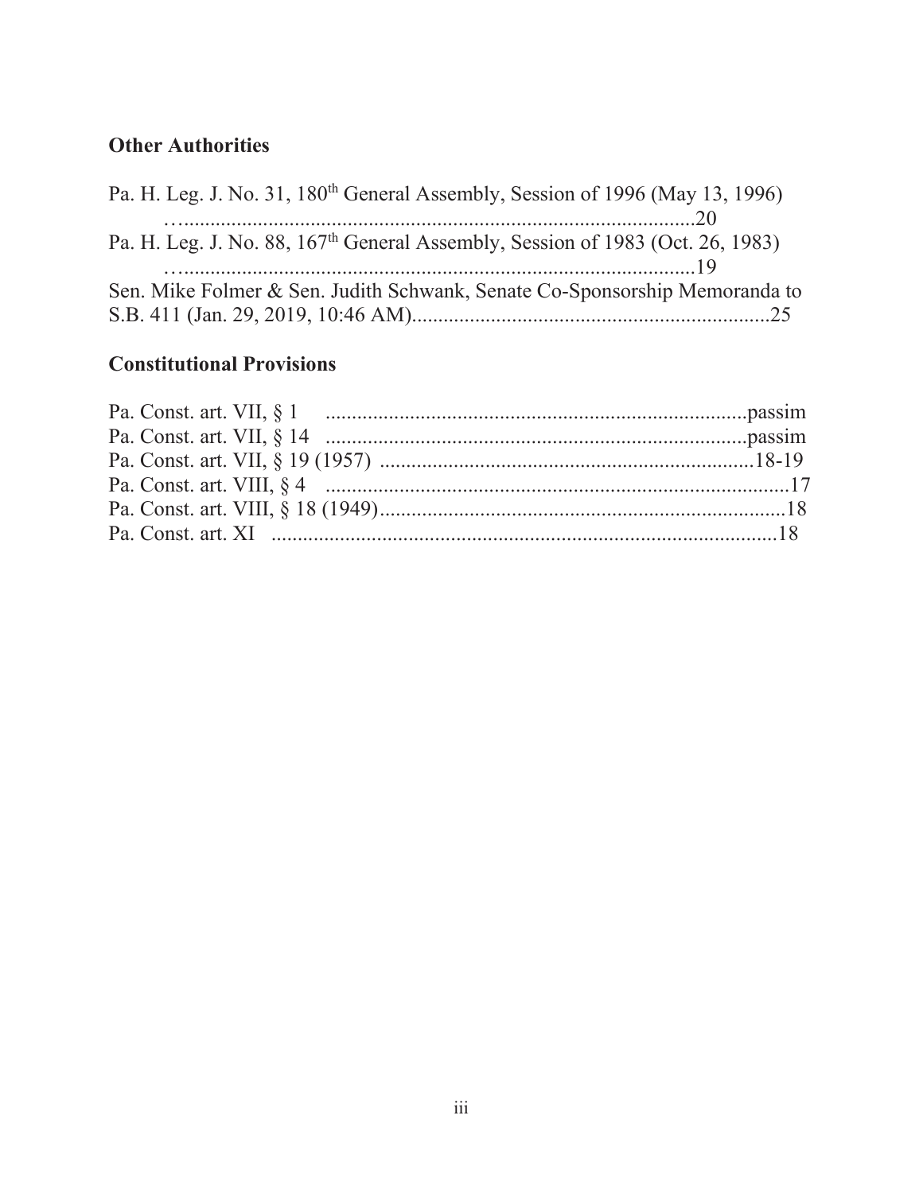**Other Authorities**

Pa. H. Leg. J. No. 31, 180th General Assembly, Session of 1996 (May 13, 1996) ....................................................................................................20

Pa. H. Leg. J. No. 88, 167th General Assembly, Session of 1983 (Oct. 26, 1983) ....................................................................................................19

Sen. Mike Folmer & Sen. Judith Schwank, Senate Co-Sponsorship Memoranda to S.B. 411 (Jan. 29, 2019, 10:46 AM)....................................................................25

**Constitutional Provisions**

Pa. Const. art. VII, § 1 ................................................................................passim

Pa. Const. art. VII, § 14 ..............................................................................passim

Pa. Const. art. VII, § 19 (1957) ......................................................................18-19

Pa. Const. art. VIII, § 4 ........................................................................................17

Pa. Const. art. VIII, § 18 (1949)............................................................................18

Pa. Const. art. XI ................................................................................................18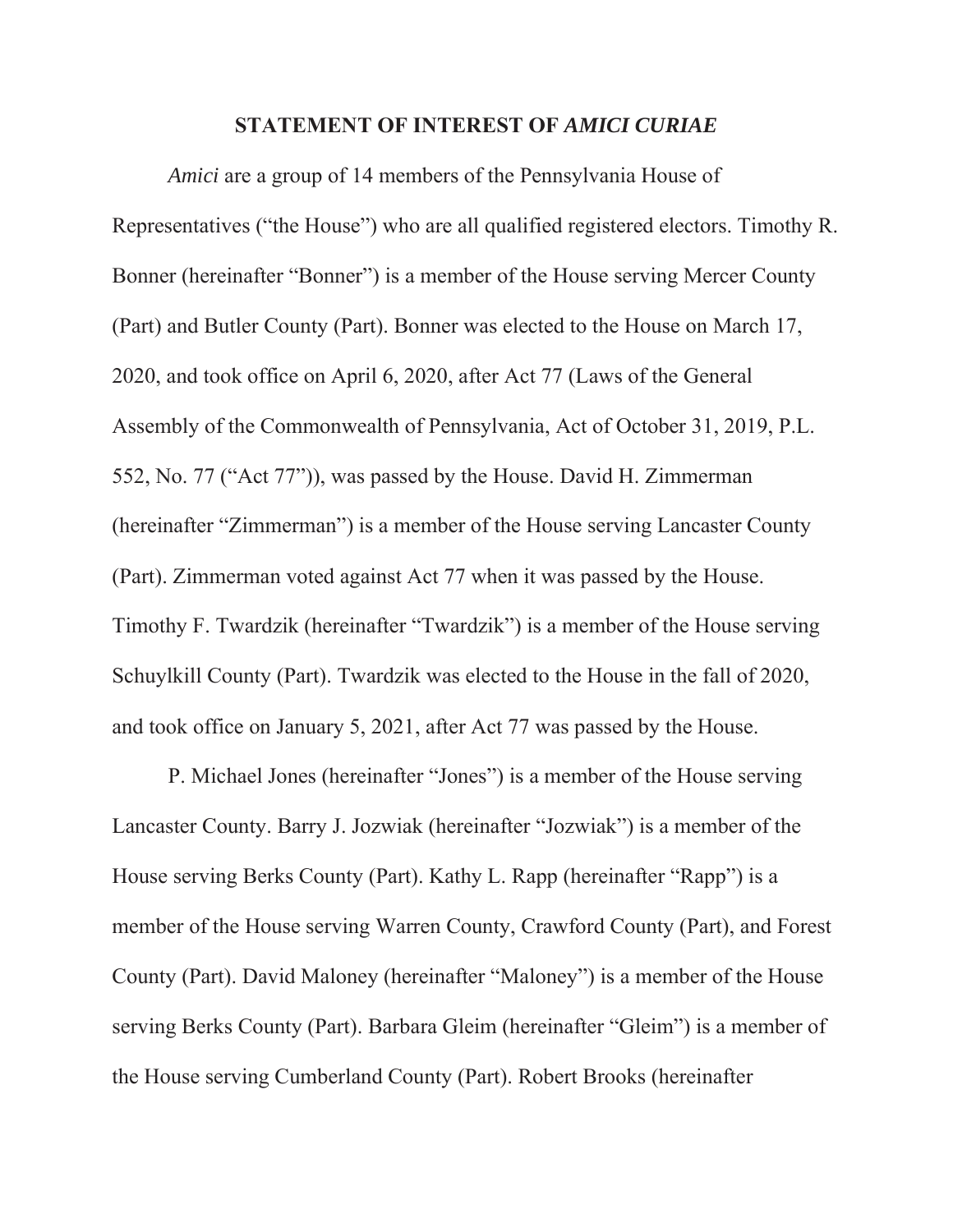## STATEMENT OF INTEREST OF *AMICI CURIAE*

*Amici* are a group of 14 members of the Pennsylvania House of Representatives ("the House") who are all qualified registered electors. Timothy R. Bonner (hereinafter "Bonner") is a member of the House serving Mercer County (Part) and Butler County (Part). Bonner was elected to the House on March 17, 2020, and took office on April 6, 2020, after Act 77 (Laws of the General Assembly of the Commonwealth of Pennsylvania, Act of October 31, 2019, P.L. 552, No. 77 ("Act 77")), was passed by the House. David H. Zimmerman (hereinafter "Zimmerman") is a member of the House serving Lancaster County (Part). Zimmerman voted against Act 77 when it was passed by the House. Timothy F. Twardzik (hereinafter "Twardzik") is a member of the House serving Schuylkill County (Part). Twardzik was elected to the House in the fall of 2020, and took office on January 5, 2021, after Act 77 was passed by the House.

P. Michael Jones (hereinafter "Jones") is a member of the House serving Lancaster County. Barry J. Jozwiak (hereinafter "Jozwiak") is a member of the House serving Berks County (Part). Kathy L. Rapp (hereinafter "Rapp") is a member of the House serving Warren County, Crawford County (Part), and Forest County (Part). David Maloney (hereinafter "Maloney") is a member of the House serving Berks County (Part). Barbara Gleim (hereinafter "Gleim") is a member of the House serving Cumberland County (Part). Robert Brooks (hereinafter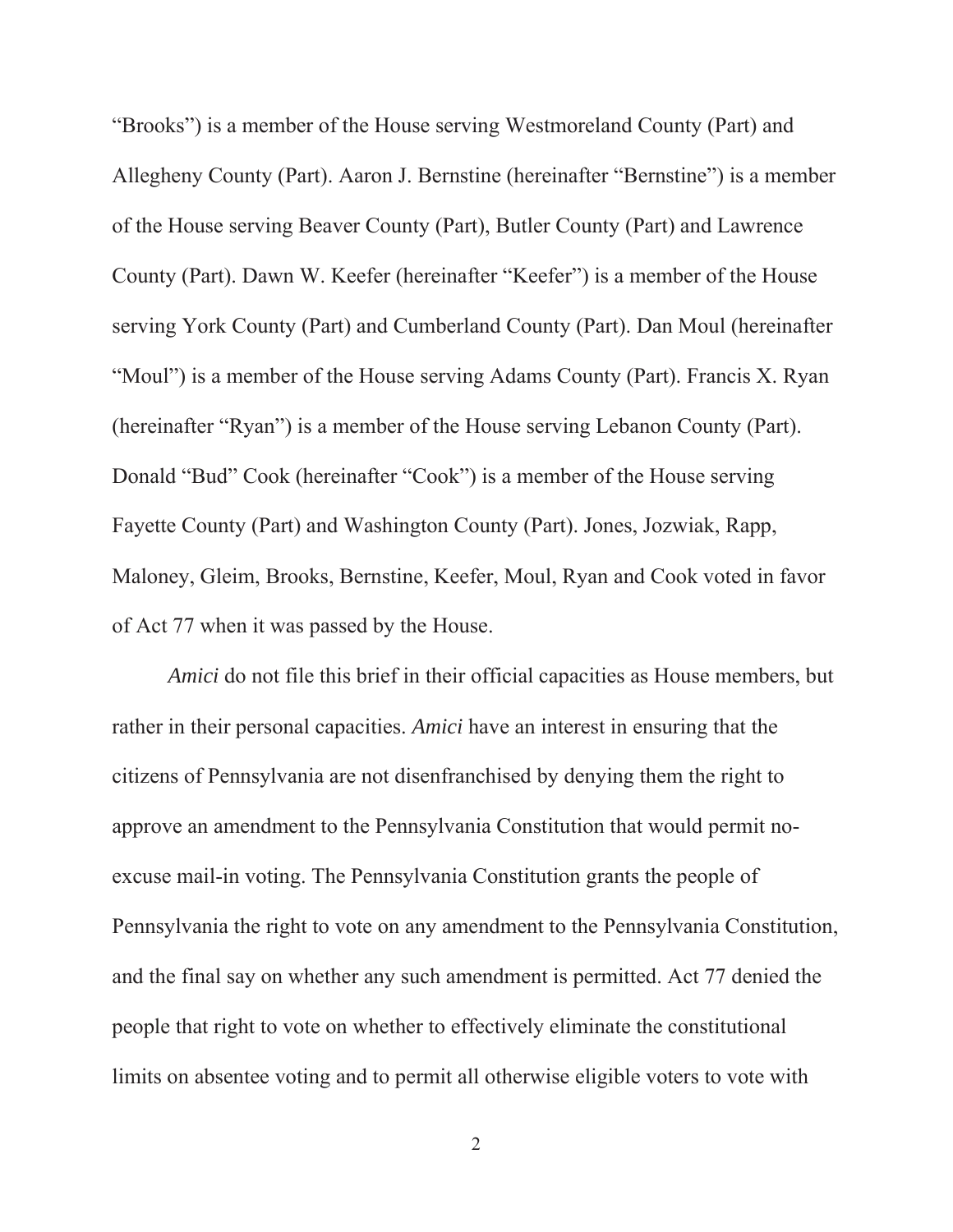"Brooks") is a member of the House serving Westmoreland County (Part) and Allegheny County (Part). Aaron J. Bernstine (hereinafter "Bernstine") is a member of the House serving Beaver County (Part), Butler County (Part) and Lawrence County (Part). Dawn W. Keefer (hereinafter "Keefer") is a member of the House serving York County (Part) and Cumberland County (Part). Dan Moul (hereinafter "Moul") is a member of the House serving Adams County (Part). Francis X. Ryan (hereinafter "Ryan") is a member of the House serving Lebanon County (Part). Donald "Bud" Cook (hereinafter "Cook") is a member of the House serving Fayette County (Part) and Washington County (Part). Jones, Jozwiak, Rapp, Maloney, Gleim, Brooks, Bernstine, Keefer, Moul, Ryan and Cook voted in favor of Act 77 when it was passed by the House.

*Amici* do not file this brief in their official capacities as House members, but rather in their personal capacities. *Amici* have an interest in ensuring that the citizens of Pennsylvania are not disenfranchised by denying them the right to approve an amendment to the Pennsylvania Constitution that would permit no-excuse mail-in voting. The Pennsylvania Constitution grants the people of Pennsylvania the right to vote on any amendment to the Pennsylvania Constitution, and the final say on whether any such amendment is permitted. Act 77 denied the people that right to vote on whether to effectively eliminate the constitutional limits on absentee voting and to permit all otherwise eligible voters to vote with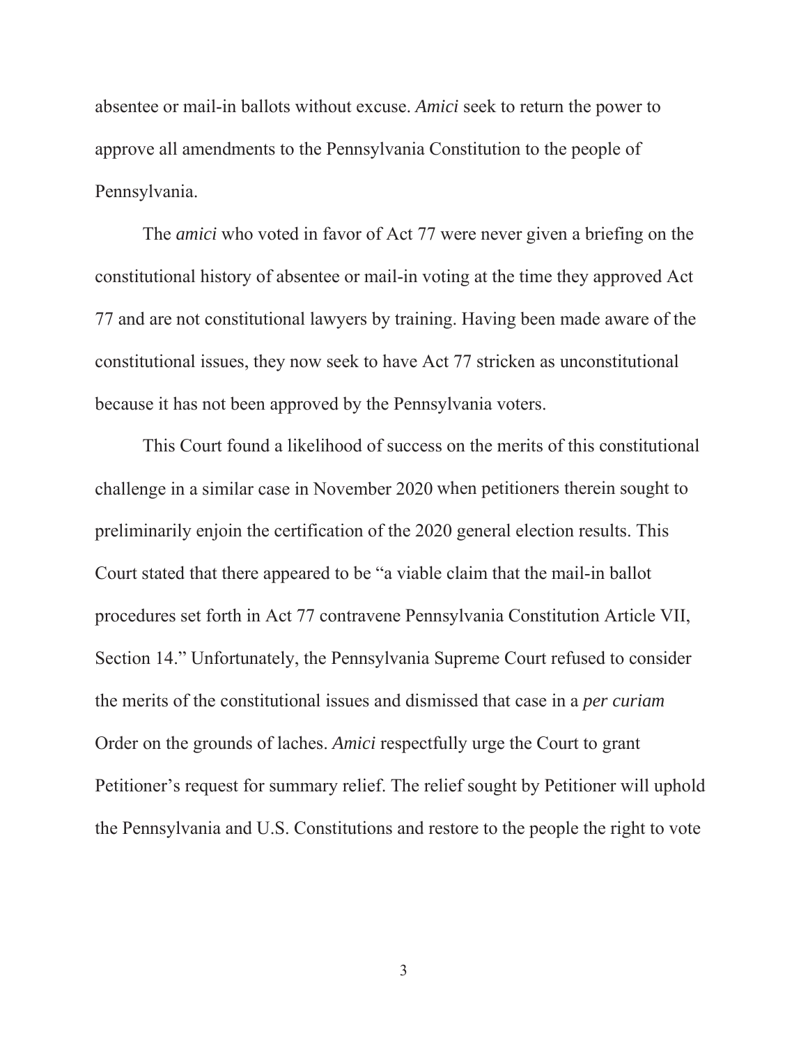absentee or mail-in ballots without excuse. *Amici* seek to return the power to approve all amendments to the Pennsylvania Constitution to the people of Pennsylvania.

The *amici* who voted in favor of Act 77 were never given a briefing on the constitutional history of absentee or mail-in voting at the time they approved Act 77 and are not constitutional lawyers by training. Having been made aware of the constitutional issues, they now seek to have Act 77 stricken as unconstitutional because it has not been approved by the Pennsylvania voters.

This Court found a likelihood of success on the merits of this constitutional challenge in a similar case in November 2020 when petitioners therein sought to preliminarily enjoin the certification of the 2020 general election results. This Court stated that there appeared to be "a viable claim that the mail-in ballot procedures set forth in Act 77 contravene Pennsylvania Constitution Article VII, Section 14." Unfortunately, the Pennsylvania Supreme Court refused to consider the merits of the constitutional issues and dismissed that case in a *per curiam* Order on the grounds of laches. *Amici* respectfully urge the Court to grant Petitioner's request for summary relief. The relief sought by Petitioner will uphold the Pennsylvania and U.S. Constitutions and restore to the people the right to vote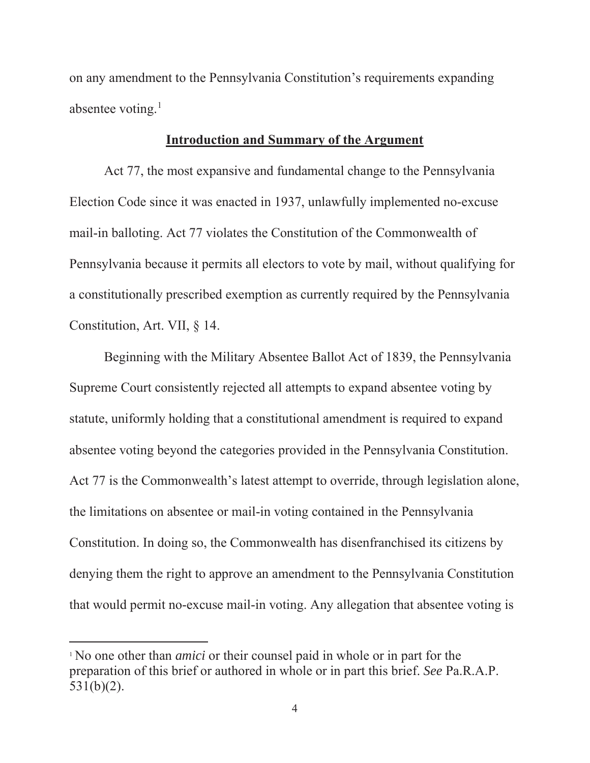on any amendment to the Pennsylvania Constitution's requirements expanding absentee voting.[1]

## Introduction and Summary of the Argument

Act 77, the most expansive and fundamental change to the Pennsylvania Election Code since it was enacted in 1937, unlawfully implemented no-excuse mail-in balloting. Act 77 violates the Constitution of the Commonwealth of Pennsylvania because it permits all electors to vote by mail, without qualifying for a constitutionally prescribed exemption as currently required by the Pennsylvania Constitution, Art. VII, § 14.

Beginning with the Military Absentee Ballot Act of 1839, the Pennsylvania Supreme Court consistently rejected all attempts to expand absentee voting by statute, uniformly holding that a constitutional amendment is required to expand absentee voting beyond the categories provided in the Pennsylvania Constitution. Act 77 is the Commonwealth's latest attempt to override, through legislation alone, the limitations on absentee or mail-in voting contained in the Pennsylvania Constitution. In doing so, the Commonwealth has disenfranchised its citizens by denying them the right to approve an amendment to the Pennsylvania Constitution that would permit no-excuse mail-in voting. Any allegation that absentee voting is

[1] No one other than *amici* or their counsel paid in whole or in part for the preparation of this brief or authored in whole or in part this brief. *See* Pa.R.A.P. 531(b)(2).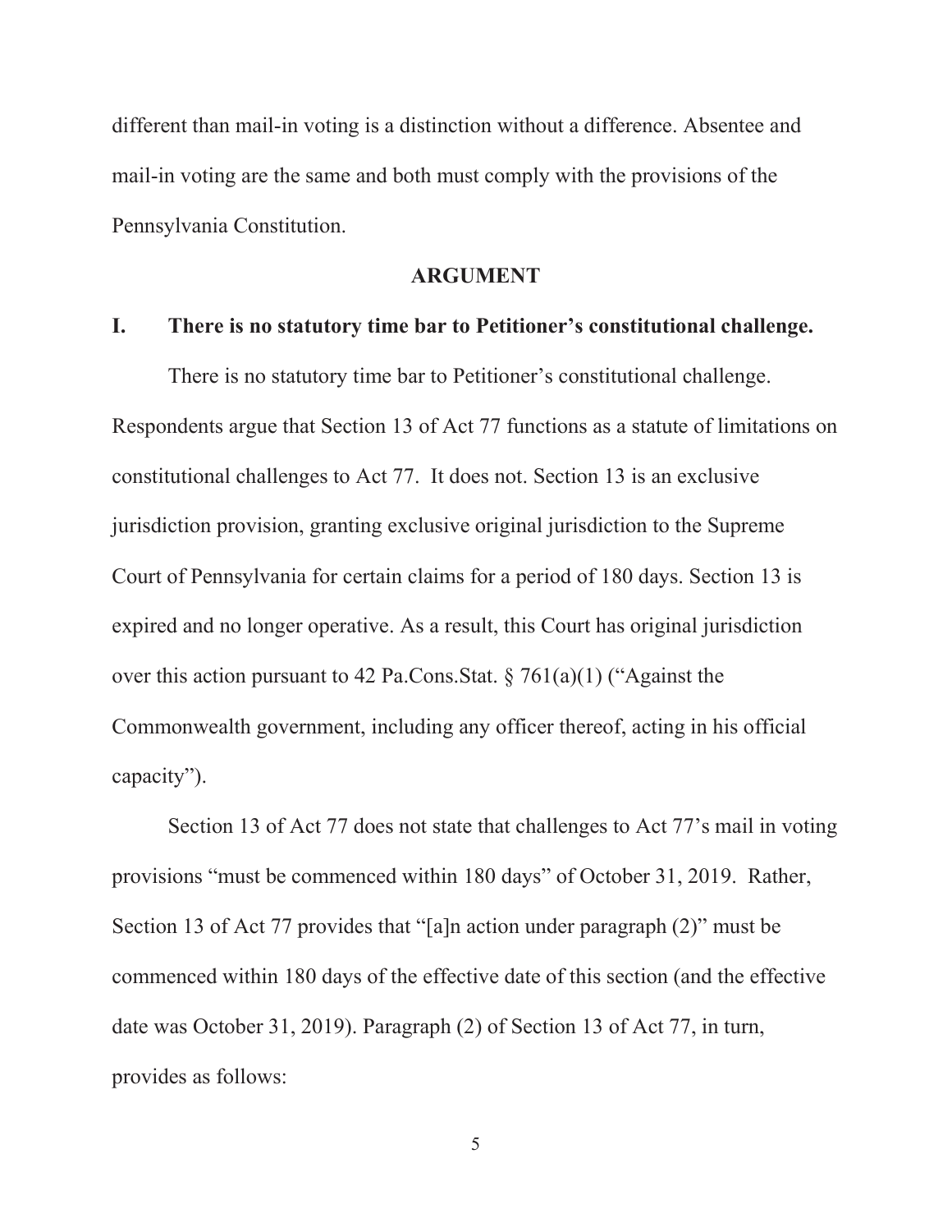different than mail-in voting is a distinction without a difference. Absentee and mail-in voting are the same and both must comply with the provisions of the Pennsylvania Constitution.

## ARGUMENT

### I. There is no statutory time bar to Petitioner's constitutional challenge.

There is no statutory time bar to Petitioner's constitutional challenge. Respondents argue that Section 13 of Act 77 functions as a statute of limitations on constitutional challenges to Act 77. It does not. Section 13 is an exclusive jurisdiction provision, granting exclusive original jurisdiction to the Supreme Court of Pennsylvania for certain claims for a period of 180 days. Section 13 is expired and no longer operative. As a result, this Court has original jurisdiction over this action pursuant to 42 Pa.Cons.Stat. § 761(a)(1) ("Against the Commonwealth government, including any officer thereof, acting in his official capacity").

Section 13 of Act 77 does not state that challenges to Act 77's mail in voting provisions "must be commenced within 180 days" of October 31, 2019. Rather, Section 13 of Act 77 provides that "[a]n action under paragraph (2)" must be commenced within 180 days of the effective date of this section (and the effective date was October 31, 2019). Paragraph (2) of Section 13 of Act 77, in turn, provides as follows: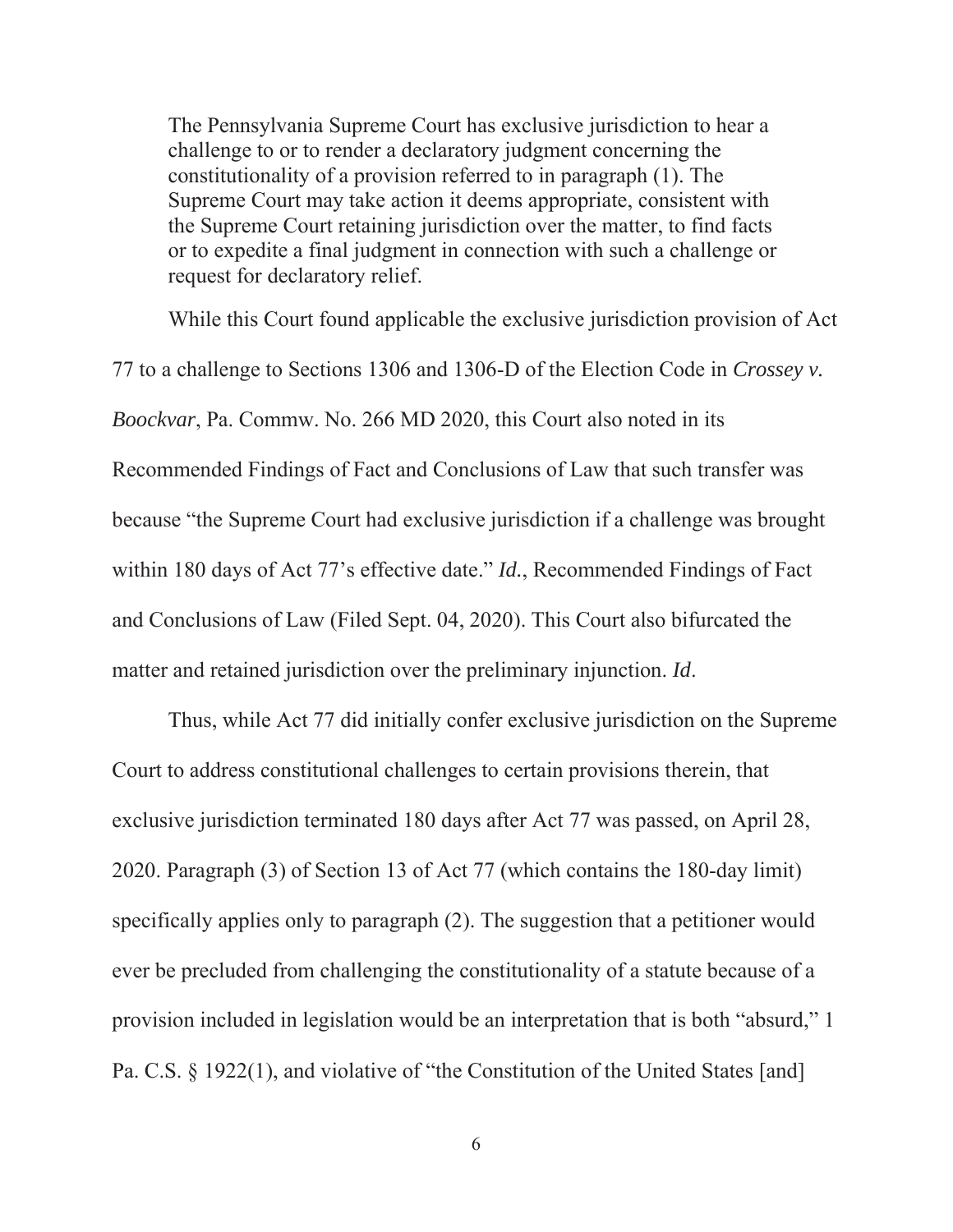> The Pennsylvania Supreme Court has exclusive jurisdiction to hear a challenge to or to render a declaratory judgment concerning the constitutionality of a provision referred to in paragraph (1). The Supreme Court may take action it deems appropriate, consistent with the Supreme Court retaining jurisdiction over the matter, to find facts or to expedite a final judgment in connection with such a challenge or request for declaratory relief.

While this Court found applicable the exclusive jurisdiction provision of Act 77 to a challenge to Sections 1306 and 1306-D of the Election Code in *Crossey v. Boockvar*, Pa. Commw. No. 266 MD 2020, this Court also noted in its Recommended Findings of Fact and Conclusions of Law that such transfer was because "the Supreme Court had exclusive jurisdiction if a challenge was brought within 180 days of Act 77's effective date." *Id.*, Recommended Findings of Fact and Conclusions of Law (Filed Sept. 04, 2020). This Court also bifurcated the matter and retained jurisdiction over the preliminary injunction. *Id*.

Thus, while Act 77 did initially confer exclusive jurisdiction on the Supreme Court to address constitutional challenges to certain provisions therein, that exclusive jurisdiction terminated 180 days after Act 77 was passed, on April 28, 2020. Paragraph (3) of Section 13 of Act 77 (which contains the 180-day limit) specifically applies only to paragraph (2). The suggestion that a petitioner would ever be precluded from challenging the constitutionality of a statute because of a provision included in legislation would be an interpretation that is both "absurd," 1 Pa. C.S. § 1922(1), and violative of "the Constitution of the United States [and]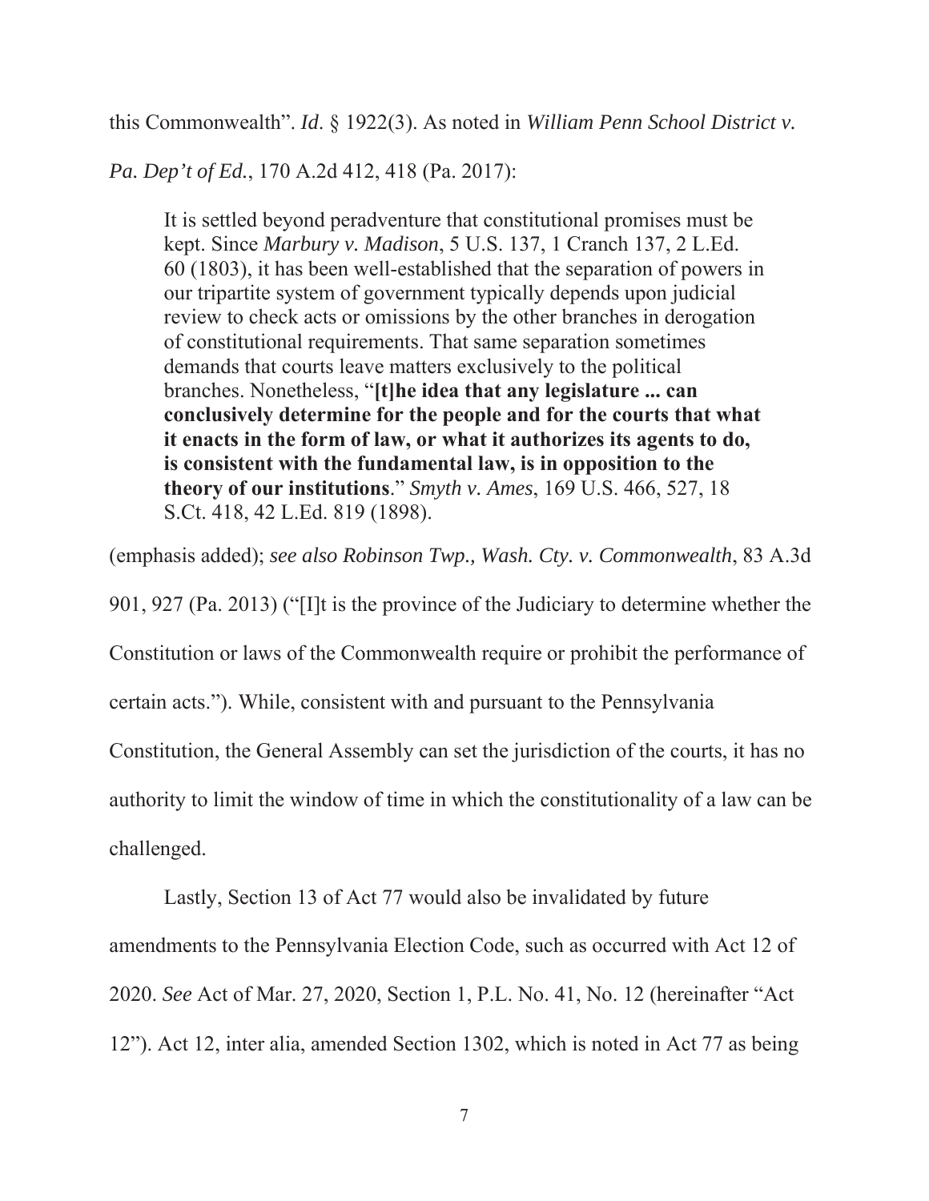this Commonwealth". *Id*. § 1922(3). As noted in *William Penn School District v. Pa. Dep't of Ed.*, 170 A.2d 412, 418 (Pa. 2017):

> It is settled beyond peradventure that constitutional promises must be kept. Since *Marbury v. Madison*, 5 U.S. 137, 1 Cranch 137, 2 L.Ed. 60 (1803), it has been well-established that the separation of powers in our tripartite system of government typically depends upon judicial review to check acts or omissions by the other branches in derogation of constitutional requirements. That same separation sometimes demands that courts leave matters exclusively to the political branches. Nonetheless, "**[t]he idea that any legislature ... can conclusively determine for the people and for the courts that what it enacts in the form of law, or what it authorizes its agents to do, is consistent with the fundamental law, is in opposition to the theory of our institutions**." *Smyth v. Ames*, 169 U.S. 466, 527, 18 S.Ct. 418, 42 L.Ed. 819 (1898).

(emphasis added); *see also Robinson Twp., Wash. Cty. v. Commonwealth*, 83 A.3d 901, 927 (Pa. 2013) ("[I]t is the province of the Judiciary to determine whether the Constitution or laws of the Commonwealth require or prohibit the performance of certain acts."). While, consistent with and pursuant to the Pennsylvania Constitution, the General Assembly can set the jurisdiction of the courts, it has no authority to limit the window of time in which the constitutionality of a law can be challenged.

Lastly, Section 13 of Act 77 would also be invalidated by future amendments to the Pennsylvania Election Code, such as occurred with Act 12 of 2020. *See* Act of Mar. 27, 2020, Section 1, P.L. No. 41, No. 12 (hereinafter "Act 12"). Act 12, inter alia, amended Section 1302, which is noted in Act 77 as being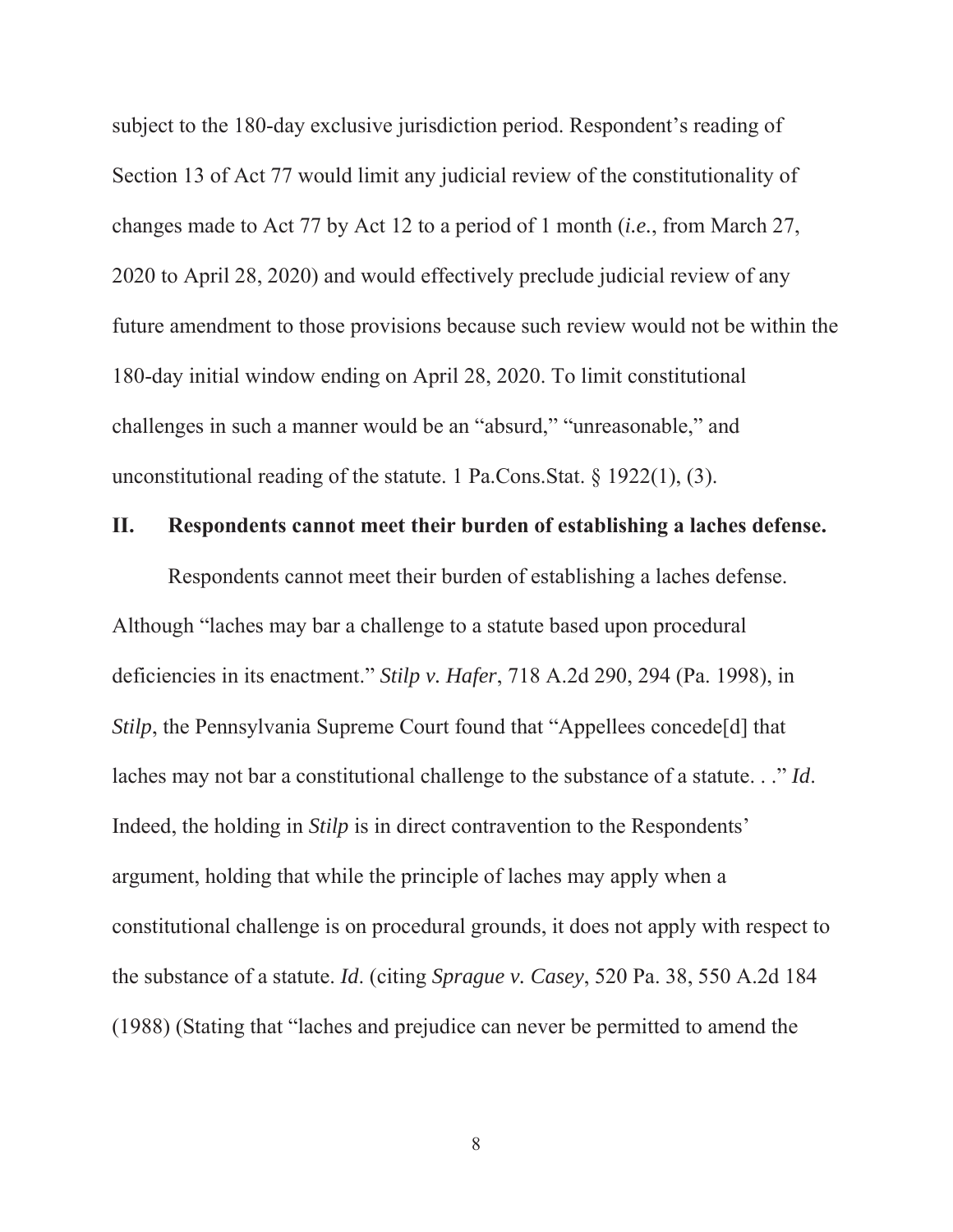subject to the 180-day exclusive jurisdiction period. Respondent's reading of Section 13 of Act 77 would limit any judicial review of the constitutionality of changes made to Act 77 by Act 12 to a period of 1 month (*i.e.*, from March 27, 2020 to April 28, 2020) and would effectively preclude judicial review of any future amendment to those provisions because such review would not be within the 180-day initial window ending on April 28, 2020. To limit constitutional challenges in such a manner would be an "absurd," "unreasonable," and unconstitutional reading of the statute. 1 Pa.Cons.Stat. § 1922(1), (3).

## II. Respondents cannot meet their burden of establishing a laches defense.

Respondents cannot meet their burden of establishing a laches defense. Although "laches may bar a challenge to a statute based upon procedural deficiencies in its enactment." *Stilp v. Hafer*, 718 A.2d 290, 294 (Pa. 1998), in *Stilp*, the Pennsylvania Supreme Court found that "Appellees concede[d] that laches may not bar a constitutional challenge to the substance of a statute. . ." *Id*. Indeed, the holding in *Stilp* is in direct contravention to the Respondents' argument, holding that while the principle of laches may apply when a constitutional challenge is on procedural grounds, it does not apply with respect to the substance of a statute. *Id*. (citing *Sprague v. Casey*, 520 Pa. 38, 550 A.2d 184 (1988) (Stating that "laches and prejudice can never be permitted to amend the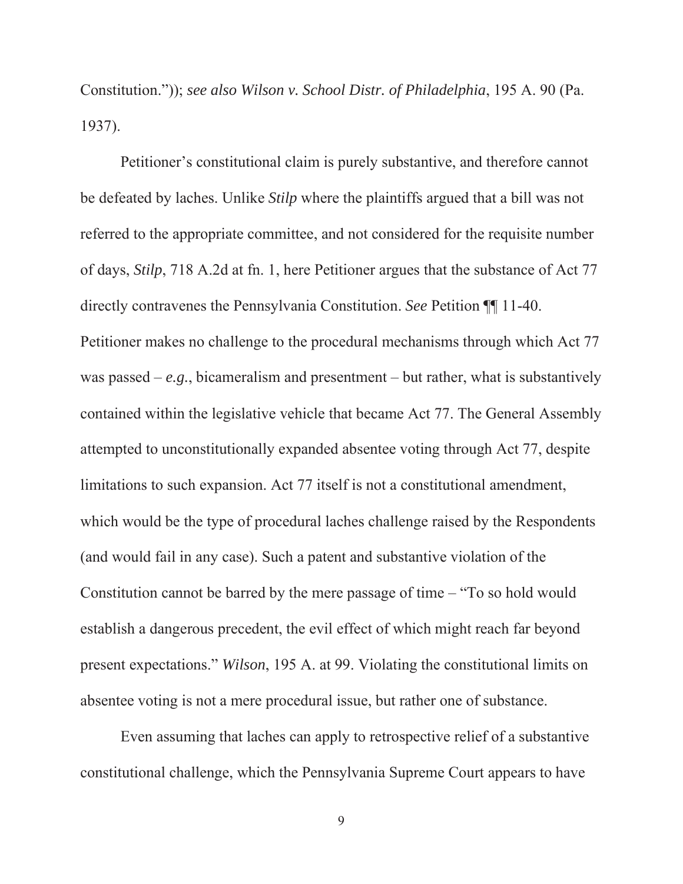Constitution.")); *see also Wilson v. School Distr. of Philadelphia*, 195 A. 90 (Pa. 1937).

Petitioner's constitutional claim is purely substantive, and therefore cannot be defeated by laches. Unlike *Stilp* where the plaintiffs argued that a bill was not referred to the appropriate committee, and not considered for the requisite number of days, *Stilp*, 718 A.2d at fn. 1, here Petitioner argues that the substance of Act 77 directly contravenes the Pennsylvania Constitution. *See* Petition ¶¶ 11-40. Petitioner makes no challenge to the procedural mechanisms through which Act 77 was passed – *e.g.*, bicameralism and presentment – but rather, what is substantively contained within the legislative vehicle that became Act 77. The General Assembly attempted to unconstitutionally expanded absentee voting through Act 77, despite limitations to such expansion. Act 77 itself is not a constitutional amendment, which would be the type of procedural laches challenge raised by the Respondents (and would fail in any case). Such a patent and substantive violation of the Constitution cannot be barred by the mere passage of time – "To so hold would establish a dangerous precedent, the evil effect of which might reach far beyond present expectations." *Wilson*, 195 A. at 99. Violating the constitutional limits on absentee voting is not a mere procedural issue, but rather one of substance.

Even assuming that laches can apply to retrospective relief of a substantive constitutional challenge, which the Pennsylvania Supreme Court appears to have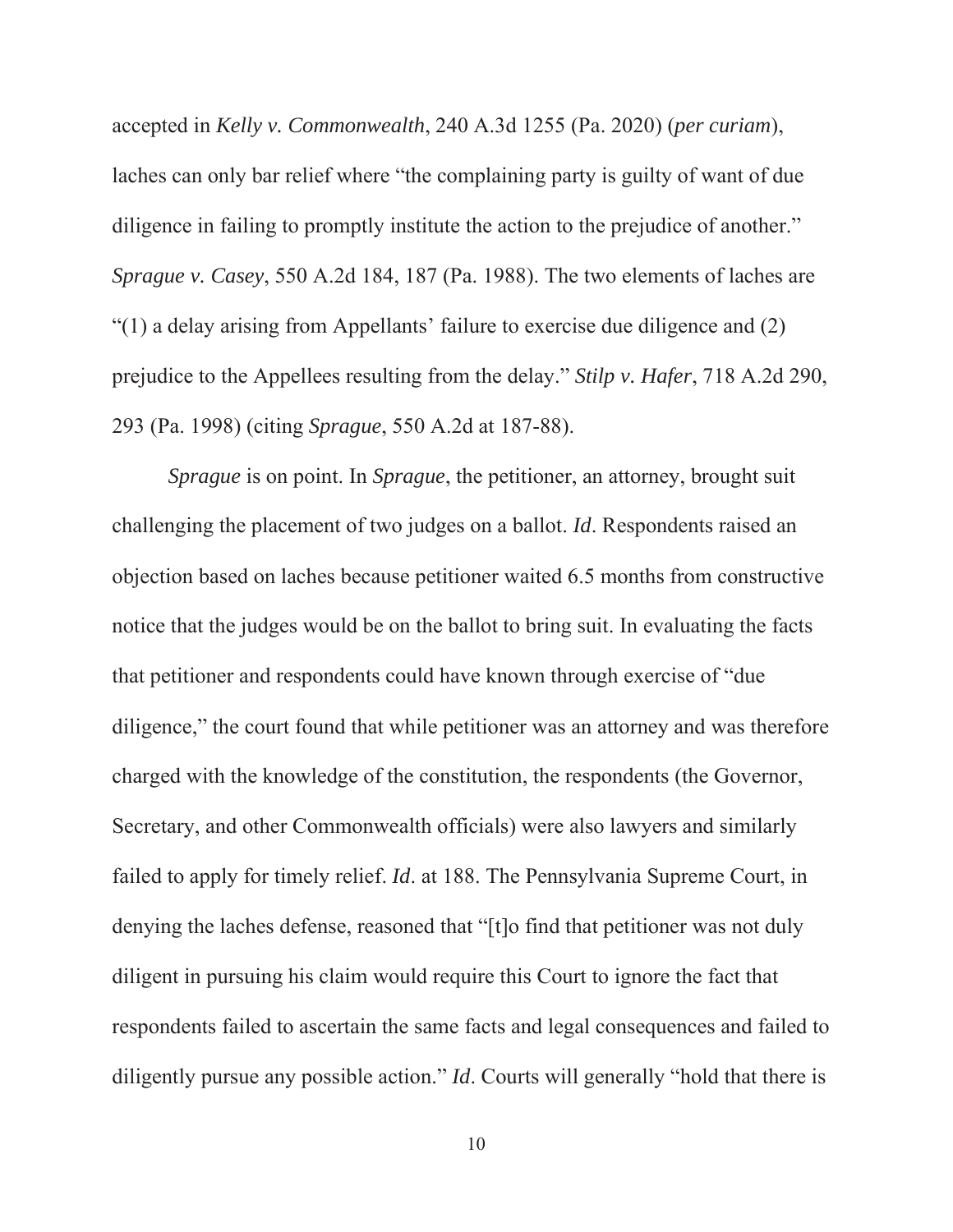accepted in *Kelly v. Commonwealth*, 240 A.3d 1255 (Pa. 2020) (*per curiam*), laches can only bar relief where "the complaining party is guilty of want of due diligence in failing to promptly institute the action to the prejudice of another." *Sprague v. Casey*, 550 A.2d 184, 187 (Pa. 1988). The two elements of laches are "(1) a delay arising from Appellants' failure to exercise due diligence and (2) prejudice to the Appellees resulting from the delay." *Stilp v. Hafer*, 718 A.2d 290, 293 (Pa. 1998) (citing *Sprague*, 550 A.2d at 187-88).

*Sprague* is on point. In *Sprague*, the petitioner, an attorney, brought suit challenging the placement of two judges on a ballot. *Id*. Respondents raised an objection based on laches because petitioner waited 6.5 months from constructive notice that the judges would be on the ballot to bring suit. In evaluating the facts that petitioner and respondents could have known through exercise of "due diligence," the court found that while petitioner was an attorney and was therefore charged with the knowledge of the constitution, the respondents (the Governor, Secretary, and other Commonwealth officials) were also lawyers and similarly failed to apply for timely relief. *Id*. at 188. The Pennsylvania Supreme Court, in denying the laches defense, reasoned that "[t]o find that petitioner was not duly diligent in pursuing his claim would require this Court to ignore the fact that respondents failed to ascertain the same facts and legal consequences and failed to diligently pursue any possible action." *Id*. Courts will generally "hold that there is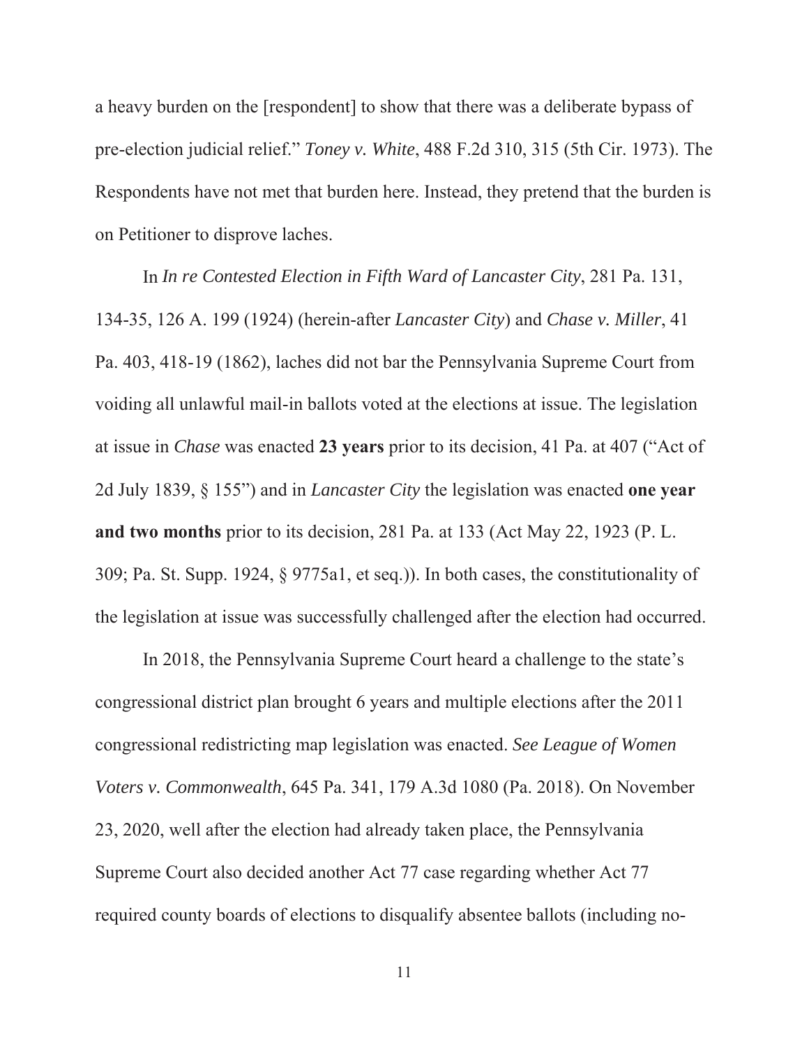a heavy burden on the [respondent] to show that there was a deliberate bypass of pre-election judicial relief." *Toney v. White*, 488 F.2d 310, 315 (5th Cir. 1973). The Respondents have not met that burden here. Instead, they pretend that the burden is on Petitioner to disprove laches.

In *In re Contested Election in Fifth Ward of Lancaster City*, 281 Pa. 131, 134-35, 126 A. 199 (1924) (herein-after *Lancaster City*) and *Chase v. Miller*, 41 Pa. 403, 418-19 (1862), laches did not bar the Pennsylvania Supreme Court from voiding all unlawful mail-in ballots voted at the elections at issue. The legislation at issue in *Chase* was enacted **23 years** prior to its decision, 41 Pa. at 407 ("Act of 2d July 1839, § 155") and in *Lancaster City* the legislation was enacted **one year and two months** prior to its decision, 281 Pa. at 133 (Act May 22, 1923 (P. L. 309; Pa. St. Supp. 1924, § 9775a1, et seq.)). In both cases, the constitutionality of the legislation at issue was successfully challenged after the election had occurred.

In 2018, the Pennsylvania Supreme Court heard a challenge to the state's congressional district plan brought 6 years and multiple elections after the 2011 congressional redistricting map legislation was enacted. *See League of Women Voters v. Commonwealth*, 645 Pa. 341, 179 A.3d 1080 (Pa. 2018). On November 23, 2020, well after the election had already taken place, the Pennsylvania Supreme Court also decided another Act 77 case regarding whether Act 77 required county boards of elections to disqualify absentee ballots (including no-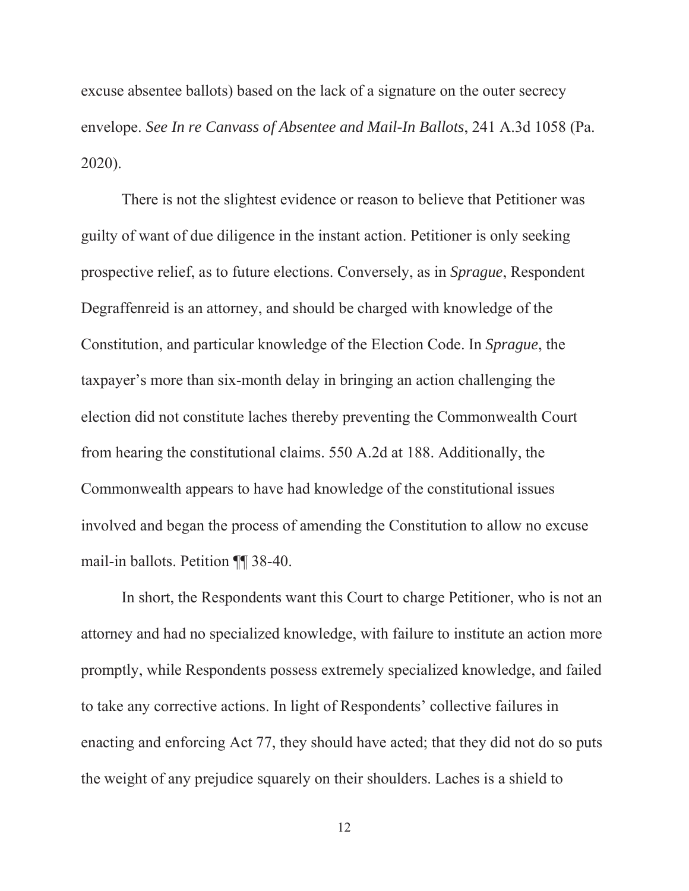excuse absentee ballots) based on the lack of a signature on the outer secrecy envelope. *See In re Canvass of Absentee and Mail-In Ballots*, 241 A.3d 1058 (Pa. 2020).

There is not the slightest evidence or reason to believe that Petitioner was guilty of want of due diligence in the instant action. Petitioner is only seeking prospective relief, as to future elections. Conversely, as in *Sprague*, Respondent Degraffenreid is an attorney, and should be charged with knowledge of the Constitution, and particular knowledge of the Election Code. In *Sprague*, the taxpayer's more than six-month delay in bringing an action challenging the election did not constitute laches thereby preventing the Commonwealth Court from hearing the constitutional claims. 550 A.2d at 188. Additionally, the Commonwealth appears to have had knowledge of the constitutional issues involved and began the process of amending the Constitution to allow no excuse mail-in ballots. Petition ¶¶ 38-40.

In short, the Respondents want this Court to charge Petitioner, who is not an attorney and had no specialized knowledge, with failure to institute an action more promptly, while Respondents possess extremely specialized knowledge, and failed to take any corrective actions. In light of Respondents' collective failures in enacting and enforcing Act 77, they should have acted; that they did not do so puts the weight of any prejudice squarely on their shoulders. Laches is a shield to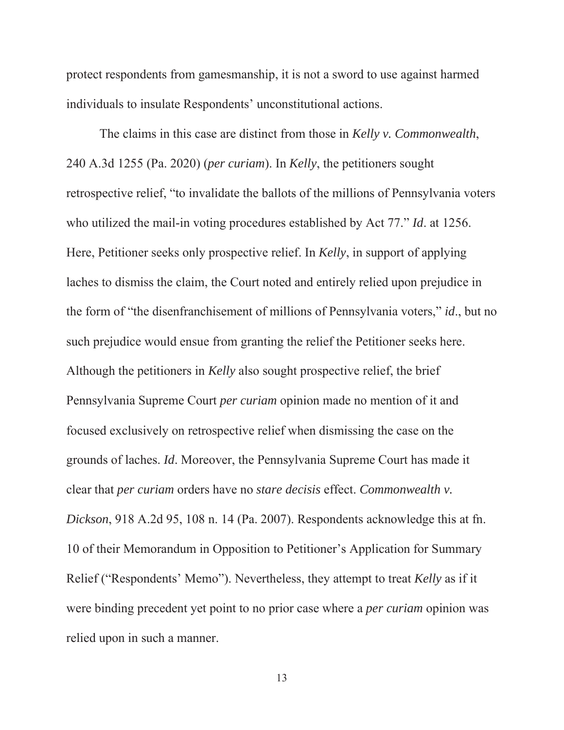protect respondents from gamesmanship, it is not a sword to use against harmed individuals to insulate Respondents' unconstitutional actions.

The claims in this case are distinct from those in *Kelly v. Commonwealth*, 240 A.3d 1255 (Pa. 2020) (*per curiam*). In *Kelly*, the petitioners sought retrospective relief, "to invalidate the ballots of the millions of Pennsylvania voters who utilized the mail-in voting procedures established by Act 77." *Id*. at 1256. Here, Petitioner seeks only prospective relief. In *Kelly*, in support of applying laches to dismiss the claim, the Court noted and entirely relied upon prejudice in the form of "the disenfranchisement of millions of Pennsylvania voters," *id*., but no such prejudice would ensue from granting the relief the Petitioner seeks here. Although the petitioners in *Kelly* also sought prospective relief, the brief Pennsylvania Supreme Court *per curiam* opinion made no mention of it and focused exclusively on retrospective relief when dismissing the case on the grounds of laches. *Id*. Moreover, the Pennsylvania Supreme Court has made it clear that *per curiam* orders have no *stare decisis* effect. *Commonwealth v. Dickson*, 918 A.2d 95, 108 n. 14 (Pa. 2007). Respondents acknowledge this at fn. 10 of their Memorandum in Opposition to Petitioner's Application for Summary Relief ("Respondents' Memo"). Nevertheless, they attempt to treat *Kelly* as if it were binding precedent yet point to no prior case where a *per curiam* opinion was relied upon in such a manner.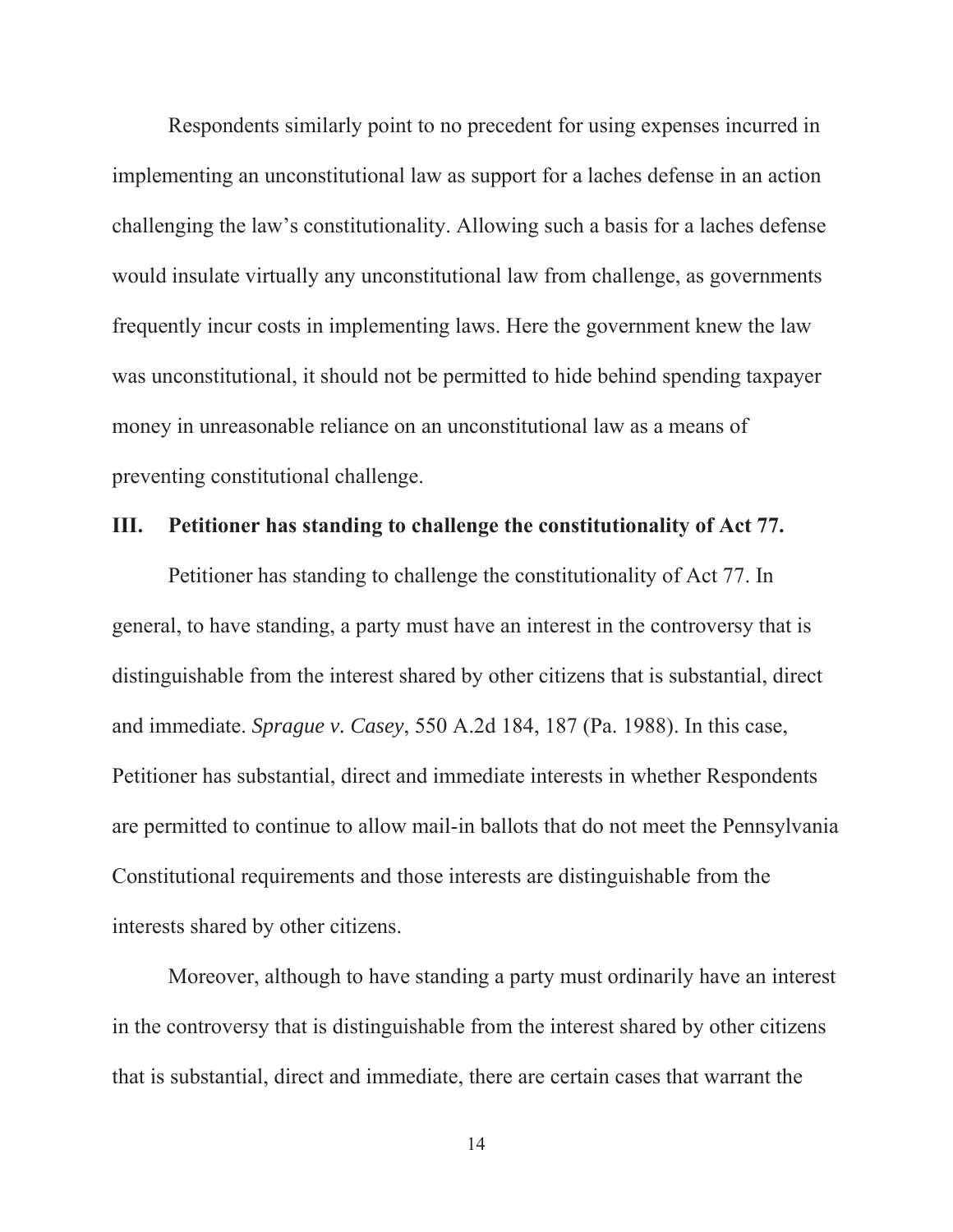Respondents similarly point to no precedent for using expenses incurred in implementing an unconstitutional law as support for a laches defense in an action challenging the law's constitutionality. Allowing such a basis for a laches defense would insulate virtually any unconstitutional law from challenge, as governments frequently incur costs in implementing laws. Here the government knew the law was unconstitutional, it should not be permitted to hide behind spending taxpayer money in unreasonable reliance on an unconstitutional law as a means of preventing constitutional challenge.

## III. Petitioner has standing to challenge the constitutionality of Act 77.

Petitioner has standing to challenge the constitutionality of Act 77. In general, to have standing, a party must have an interest in the controversy that is distinguishable from the interest shared by other citizens that is substantial, direct and immediate. *Sprague v. Casey*, 550 A.2d 184, 187 (Pa. 1988). In this case, Petitioner has substantial, direct and immediate interests in whether Respondents are permitted to continue to allow mail-in ballots that do not meet the Pennsylvania Constitutional requirements and those interests are distinguishable from the interests shared by other citizens.

Moreover, although to have standing a party must ordinarily have an interest in the controversy that is distinguishable from the interest shared by other citizens that is substantial, direct and immediate, there are certain cases that warrant the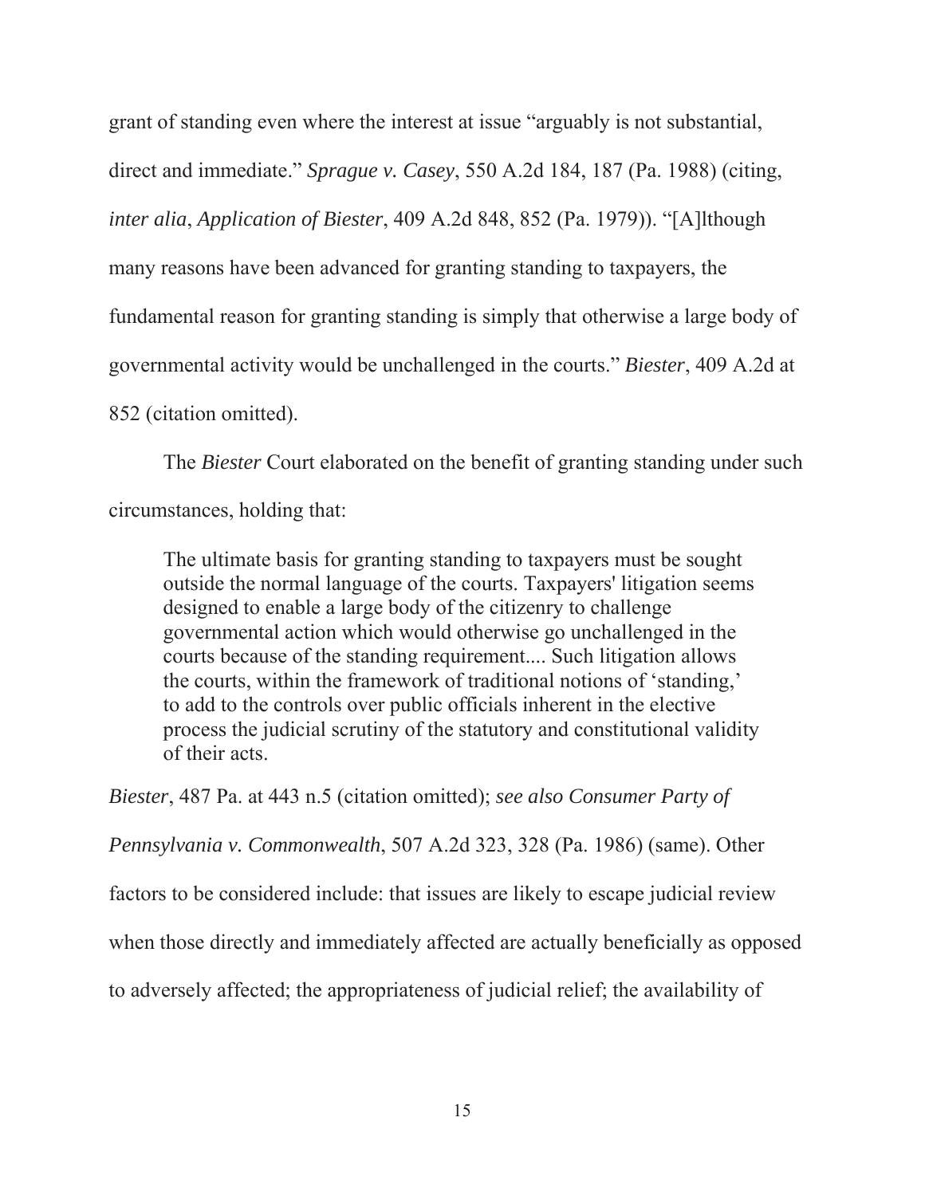grant of standing even where the interest at issue "arguably is not substantial, direct and immediate." *Sprague v. Casey*, 550 A.2d 184, 187 (Pa. 1988) (citing, *inter alia*, *Application of Biester*, 409 A.2d 848, 852 (Pa. 1979)). "[A]lthough many reasons have been advanced for granting standing to taxpayers, the fundamental reason for granting standing is simply that otherwise a large body of governmental activity would be unchallenged in the courts." *Biester*, 409 A.2d at 852 (citation omitted).

The *Biester* Court elaborated on the benefit of granting standing under such circumstances, holding that:

> The ultimate basis for granting standing to taxpayers must be sought outside the normal language of the courts. Taxpayers' litigation seems designed to enable a large body of the citizenry to challenge governmental action which would otherwise go unchallenged in the courts because of the standing requirement.... Such litigation allows the courts, within the framework of traditional notions of 'standing,' to add to the controls over public officials inherent in the elective process the judicial scrutiny of the statutory and constitutional validity of their acts.

*Biester*, 487 Pa. at 443 n.5 (citation omitted); *see also Consumer Party of Pennsylvania v. Commonwealth*, 507 A.2d 323, 328 (Pa. 1986) (same). Other factors to be considered include: that issues are likely to escape judicial review when those directly and immediately affected are actually beneficially as opposed to adversely affected; the appropriateness of judicial relief; the availability of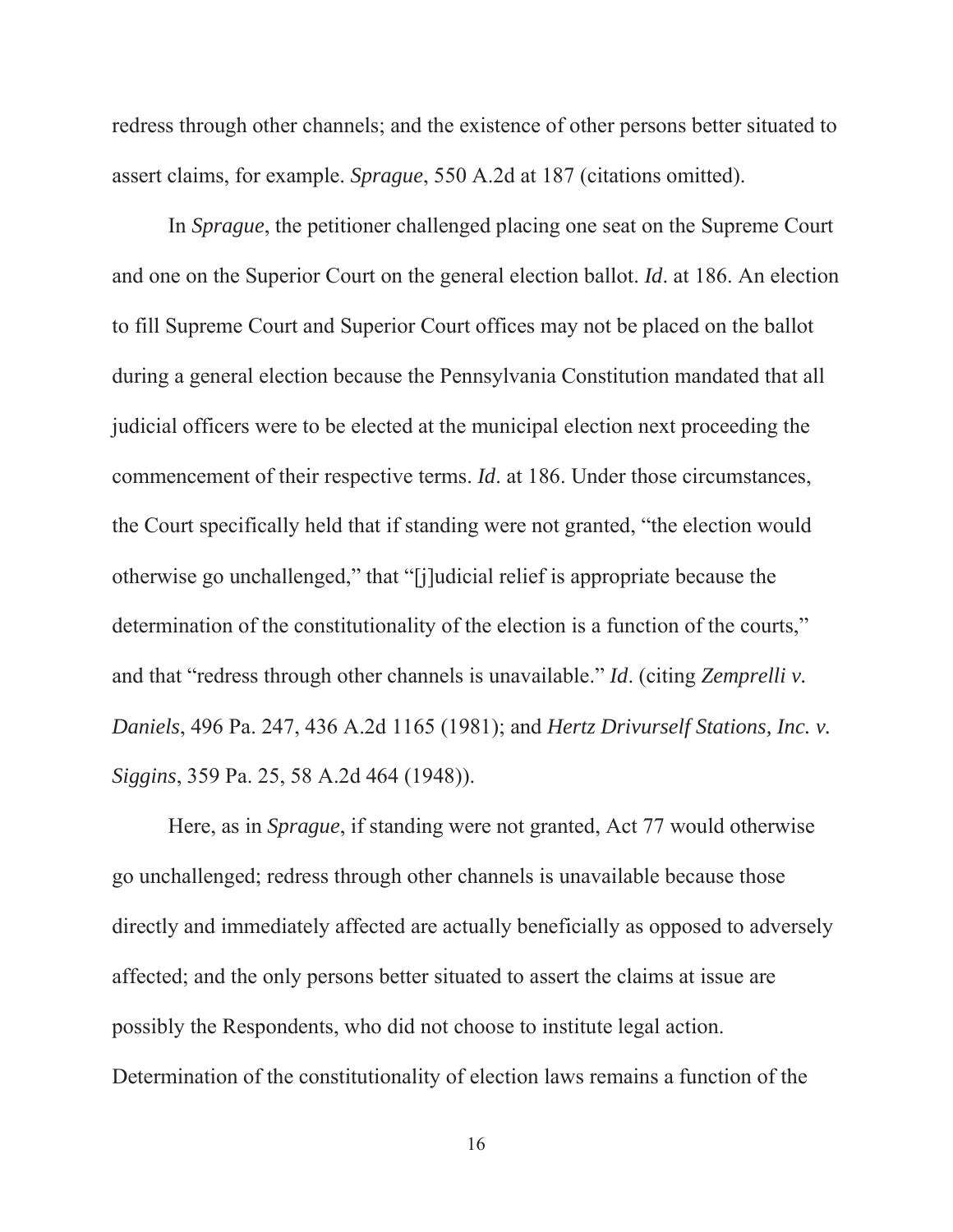redress through other channels; and the existence of other persons better situated to assert claims, for example. *Sprague*, 550 A.2d at 187 (citations omitted).

In *Sprague*, the petitioner challenged placing one seat on the Supreme Court and one on the Superior Court on the general election ballot. *Id*. at 186. An election to fill Supreme Court and Superior Court offices may not be placed on the ballot during a general election because the Pennsylvania Constitution mandated that all judicial officers were to be elected at the municipal election next proceeding the commencement of their respective terms. *Id*. at 186. Under those circumstances, the Court specifically held that if standing were not granted, "the election would otherwise go unchallenged," that "[j]udicial relief is appropriate because the determination of the constitutionality of the election is a function of the courts," and that "redress through other channels is unavailable." *Id*. (citing *Zemprelli v. Daniels*, 496 Pa. 247, 436 A.2d 1165 (1981); and *Hertz Drivurself Stations, Inc. v. Siggins*, 359 Pa. 25, 58 A.2d 464 (1948)).

Here, as in *Sprague*, if standing were not granted, Act 77 would otherwise go unchallenged; redress through other channels is unavailable because those directly and immediately affected are actually beneficially as opposed to adversely affected; and the only persons better situated to assert the claims at issue are possibly the Respondents, who did not choose to institute legal action. Determination of the constitutionality of election laws remains a function of the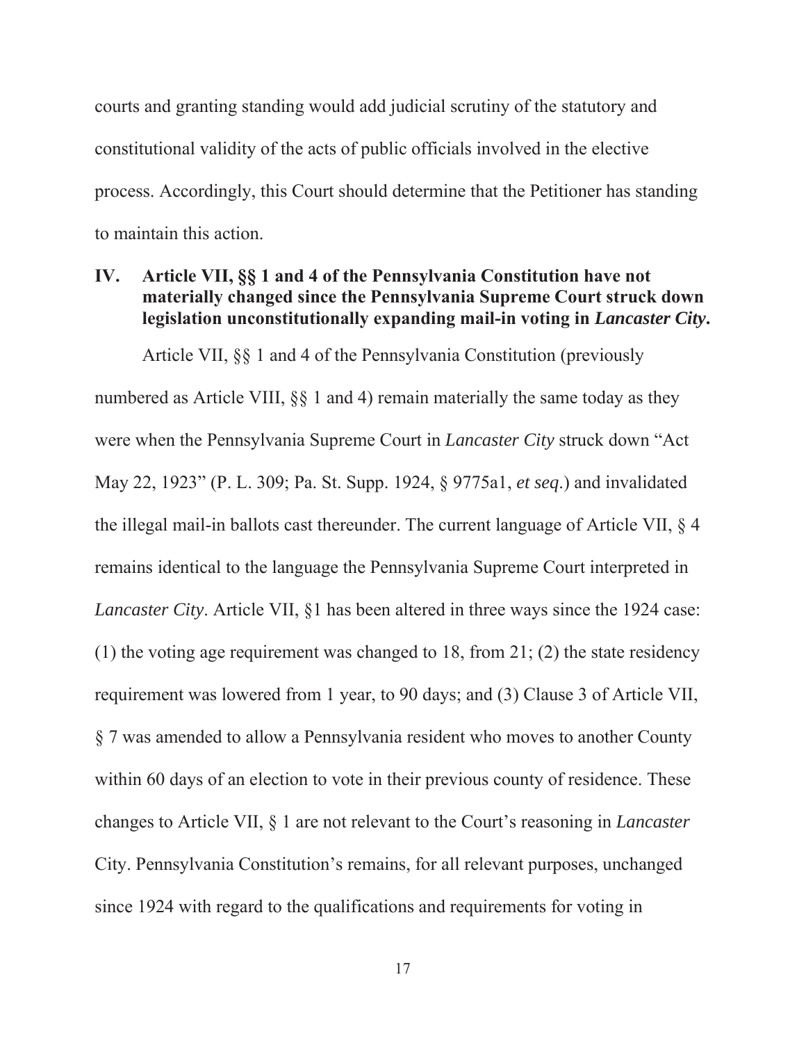courts and granting standing would add judicial scrutiny of the statutory and constitutional validity of the acts of public officials involved in the elective process. Accordingly, this Court should determine that the Petitioner has standing to maintain this action.

## IV. Article VII, §§ 1 and 4 of the Pennsylvania Constitution have not materially changed since the Pennsylvania Supreme Court struck down legislation unconstitutionally expanding mail-in voting in *Lancaster City*.

Article VII, §§ 1 and 4 of the Pennsylvania Constitution (previously numbered as Article VIII, §§ 1 and 4) remain materially the same today as they were when the Pennsylvania Supreme Court in *Lancaster City* struck down "Act May 22, 1923" (P. L. 309; Pa. St. Supp. 1924, § 9775a1, *et seq*.) and invalidated the illegal mail-in ballots cast thereunder. The current language of Article VII, § 4 remains identical to the language the Pennsylvania Supreme Court interpreted in *Lancaster City*. Article VII, §1 has been altered in three ways since the 1924 case: (1) the voting age requirement was changed to 18, from 21; (2) the state residency requirement was lowered from 1 year, to 90 days; and (3) Clause 3 of Article VII, § 7 was amended to allow a Pennsylvania resident who moves to another County within 60 days of an election to vote in their previous county of residence. These changes to Article VII, § 1 are not relevant to the Court's reasoning in *Lancaster* City. Pennsylvania Constitution's remains, for all relevant purposes, unchanged since 1924 with regard to the qualifications and requirements for voting in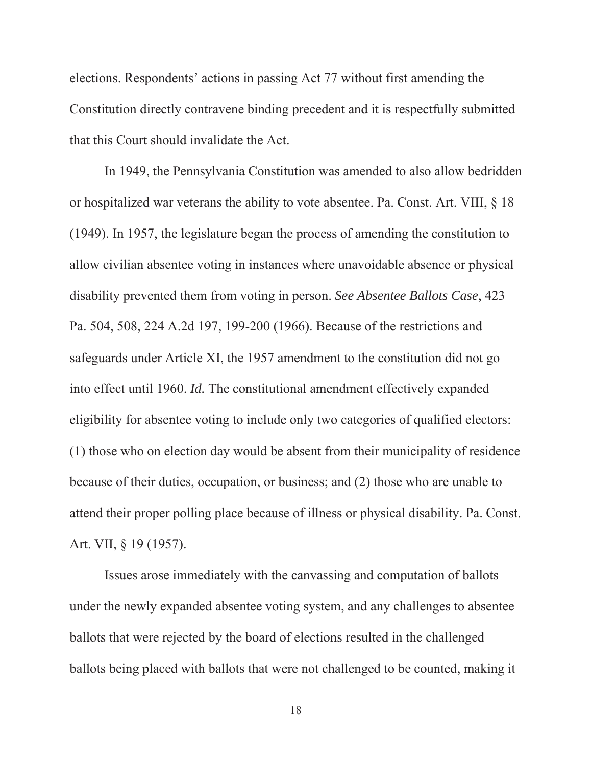elections. Respondents' actions in passing Act 77 without first amending the Constitution directly contravene binding precedent and it is respectfully submitted that this Court should invalidate the Act.

In 1949, the Pennsylvania Constitution was amended to also allow bedridden or hospitalized war veterans the ability to vote absentee. Pa. Const. Art. VIII, § 18 (1949). In 1957, the legislature began the process of amending the constitution to allow civilian absentee voting in instances where unavoidable absence or physical disability prevented them from voting in person. *See Absentee Ballots Case*, 423 Pa. 504, 508, 224 A.2d 197, 199-200 (1966). Because of the restrictions and safeguards under Article XI, the 1957 amendment to the constitution did not go into effect until 1960. *Id.* The constitutional amendment effectively expanded eligibility for absentee voting to include only two categories of qualified electors: (1) those who on election day would be absent from their municipality of residence because of their duties, occupation, or business; and (2) those who are unable to attend their proper polling place because of illness or physical disability. Pa. Const. Art. VII, § 19 (1957).

Issues arose immediately with the canvassing and computation of ballots under the newly expanded absentee voting system, and any challenges to absentee ballots that were rejected by the board of elections resulted in the challenged ballots being placed with ballots that were not challenged to be counted, making it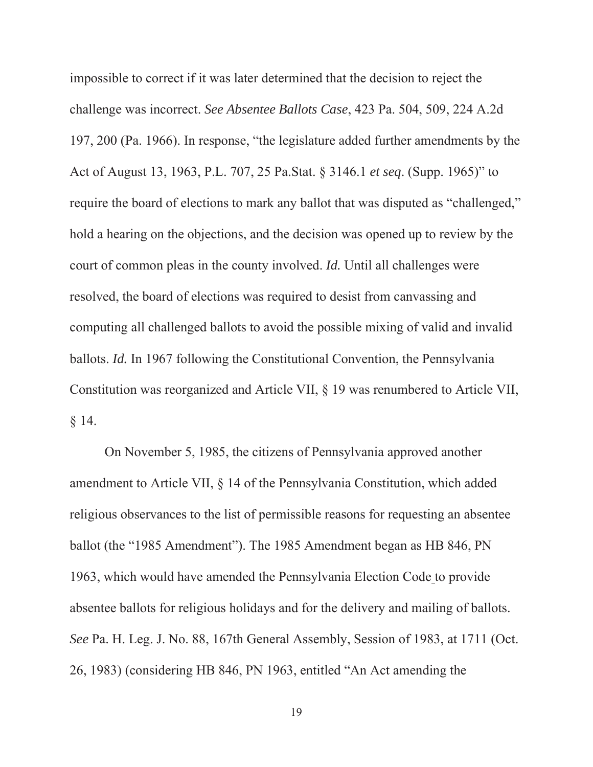impossible to correct if it was later determined that the decision to reject the challenge was incorrect. *See Absentee Ballots Case*, 423 Pa. 504, 509, 224 A.2d 197, 200 (Pa. 1966). In response, "the legislature added further amendments by the Act of August 13, 1963, P.L. 707, 25 Pa.Stat. § 3146.1 *et seq*. (Supp. 1965)" to require the board of elections to mark any ballot that was disputed as "challenged," hold a hearing on the objections, and the decision was opened up to review by the court of common pleas in the county involved. *Id.* Until all challenges were resolved, the board of elections was required to desist from canvassing and computing all challenged ballots to avoid the possible mixing of valid and invalid ballots. *Id.* In 1967 following the Constitutional Convention, the Pennsylvania Constitution was reorganized and Article VII, § 19 was renumbered to Article VII, § 14.

On November 5, 1985, the citizens of Pennsylvania approved another amendment to Article VII, § 14 of the Pennsylvania Constitution, which added religious observances to the list of permissible reasons for requesting an absentee ballot (the "1985 Amendment"). The 1985 Amendment began as HB 846, PN 1963, which would have amended the Pennsylvania Election Code to provide absentee ballots for religious holidays and for the delivery and mailing of ballots. *See* Pa. H. Leg. J. No. 88, 167th General Assembly, Session of 1983, at 1711 (Oct. 26, 1983) (considering HB 846, PN 1963, entitled "An Act amending the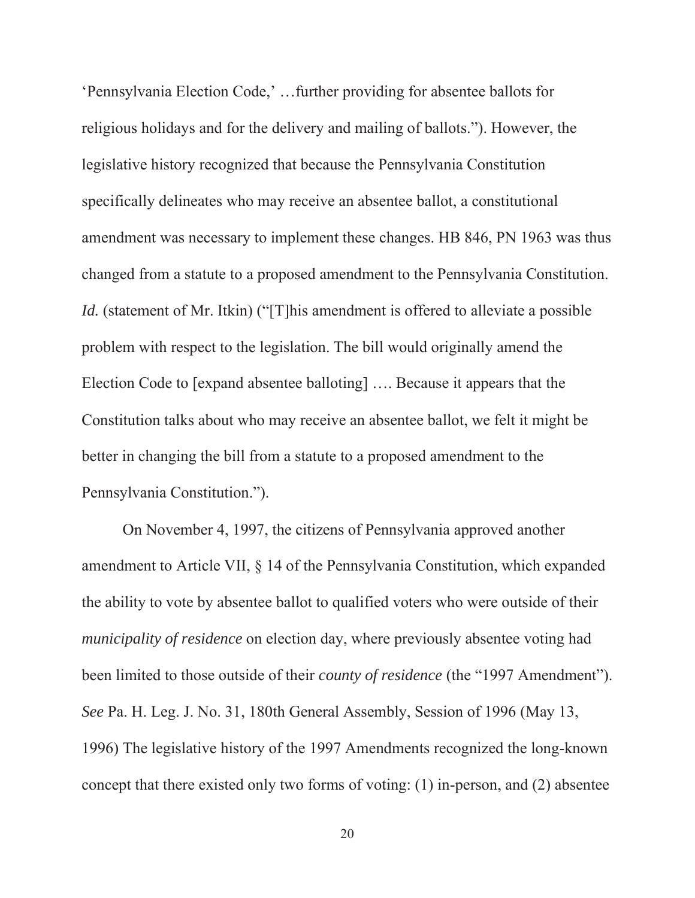'Pennsylvania Election Code,' …further providing for absentee ballots for religious holidays and for the delivery and mailing of ballots."). However, the legislative history recognized that because the Pennsylvania Constitution specifically delineates who may receive an absentee ballot, a constitutional amendment was necessary to implement these changes. HB 846, PN 1963 was thus changed from a statute to a proposed amendment to the Pennsylvania Constitution. *Id.* (statement of Mr. Itkin) ("[T]his amendment is offered to alleviate a possible problem with respect to the legislation. The bill would originally amend the Election Code to [expand absentee balloting] …. Because it appears that the Constitution talks about who may receive an absentee ballot, we felt it might be better in changing the bill from a statute to a proposed amendment to the Pennsylvania Constitution.").

On November 4, 1997, the citizens of Pennsylvania approved another amendment to Article VII, § 14 of the Pennsylvania Constitution, which expanded the ability to vote by absentee ballot to qualified voters who were outside of their *municipality of residence* on election day, where previously absentee voting had been limited to those outside of their *county of residence* (the "1997 Amendment"). *See* Pa. H. Leg. J. No. 31, 180th General Assembly, Session of 1996 (May 13, 1996) The legislative history of the 1997 Amendments recognized the long-known concept that there existed only two forms of voting: (1) in-person, and (2) absentee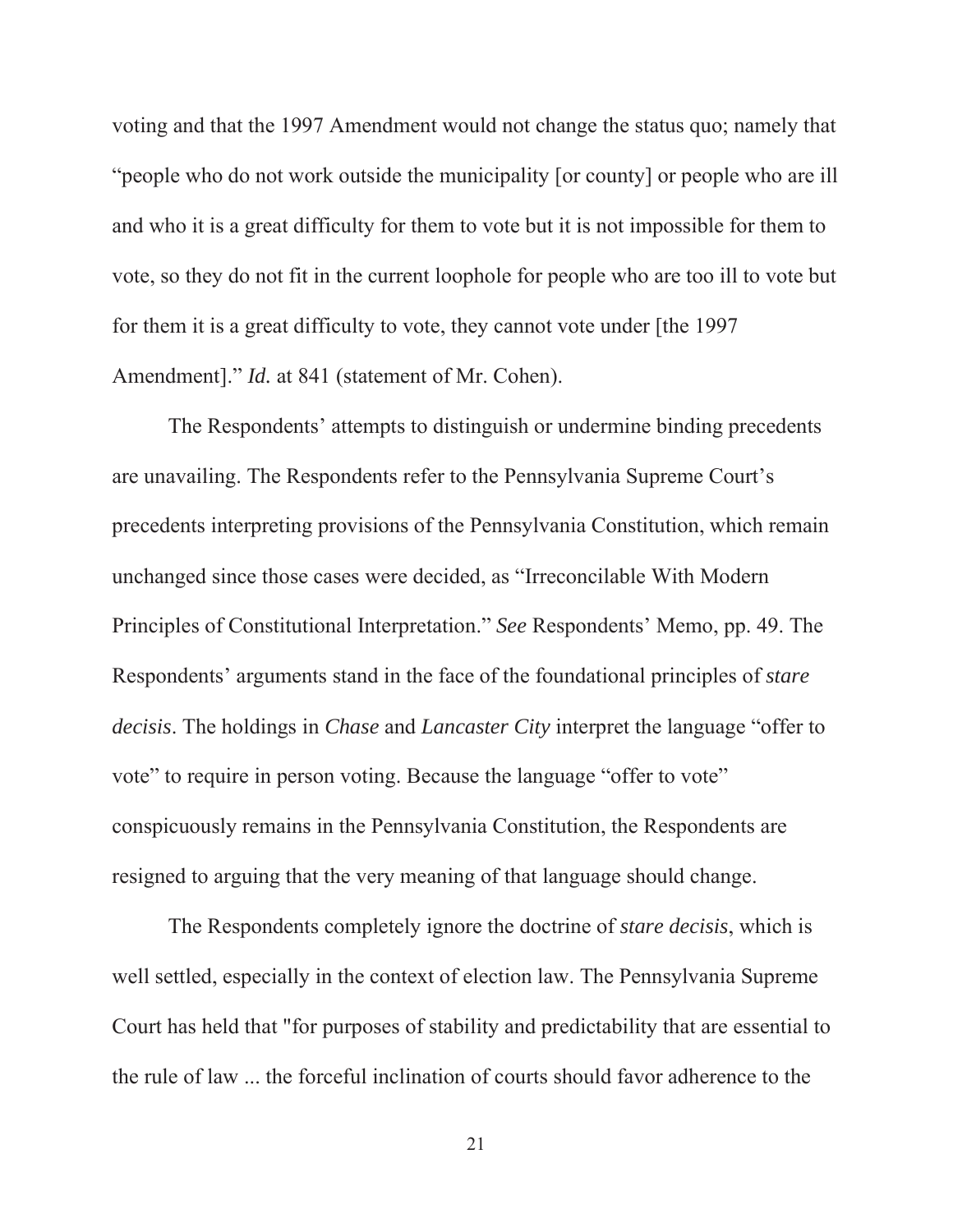voting and that the 1997 Amendment would not change the status quo; namely that "people who do not work outside the municipality [or county] or people who are ill and who it is a great difficulty for them to vote but it is not impossible for them to vote, so they do not fit in the current loophole for people who are too ill to vote but for them it is a great difficulty to vote, they cannot vote under [the 1997 Amendment]." *Id.* at 841 (statement of Mr. Cohen).

The Respondents' attempts to distinguish or undermine binding precedents are unavailing. The Respondents refer to the Pennsylvania Supreme Court's precedents interpreting provisions of the Pennsylvania Constitution, which remain unchanged since those cases were decided, as "Irreconcilable With Modern Principles of Constitutional Interpretation." *See* Respondents' Memo, pp. 49. The Respondents' arguments stand in the face of the foundational principles of *stare decisis*. The holdings in *Chase* and *Lancaster City* interpret the language "offer to vote" to require in person voting. Because the language "offer to vote" conspicuously remains in the Pennsylvania Constitution, the Respondents are resigned to arguing that the very meaning of that language should change.

The Respondents completely ignore the doctrine of *stare decisis*, which is well settled, especially in the context of election law. The Pennsylvania Supreme Court has held that "for purposes of stability and predictability that are essential to the rule of law ... the forceful inclination of courts should favor adherence to the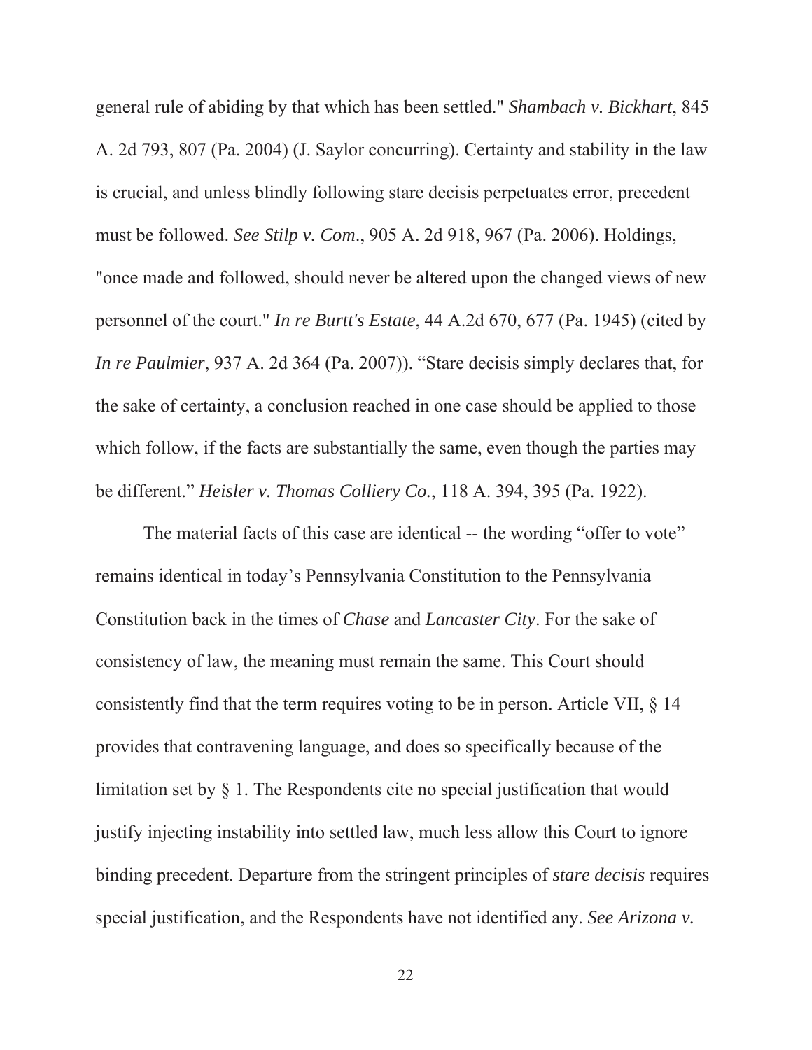general rule of abiding by that which has been settled." *Shambach v. Bickhart*, 845 A. 2d 793, 807 (Pa. 2004) (J. Saylor concurring). Certainty and stability in the law is crucial, and unless blindly following stare decisis perpetuates error, precedent must be followed. *See Stilp v. Com*., 905 A. 2d 918, 967 (Pa. 2006). Holdings, "once made and followed, should never be altered upon the changed views of new personnel of the court." *In re Burtt's Estate*, 44 A.2d 670, 677 (Pa. 1945) (cited by *In re Paulmier*, 937 A. 2d 364 (Pa. 2007)). "Stare decisis simply declares that, for the sake of certainty, a conclusion reached in one case should be applied to those which follow, if the facts are substantially the same, even though the parties may be different." *Heisler v. Thomas Colliery Co.*, 118 A. 394, 395 (Pa. 1922).

The material facts of this case are identical -- the wording "offer to vote" remains identical in today's Pennsylvania Constitution to the Pennsylvania Constitution back in the times of *Chase* and *Lancaster City*. For the sake of consistency of law, the meaning must remain the same. This Court should consistently find that the term requires voting to be in person. Article VII, § 14 provides that contravening language, and does so specifically because of the limitation set by § 1. The Respondents cite no special justification that would justify injecting instability into settled law, much less allow this Court to ignore binding precedent. Departure from the stringent principles of *stare decisis* requires special justification, and the Respondents have not identified any. *See Arizona v.*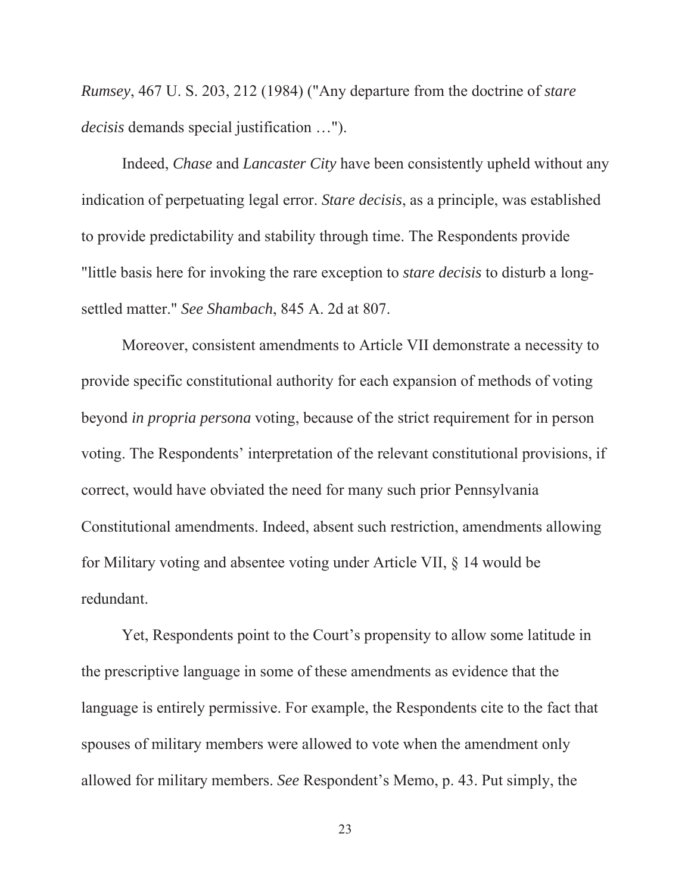*Rumsey*, 467 U. S. 203, 212 (1984) ("Any departure from the doctrine of *stare decisis* demands special justification …").

Indeed, *Chase* and *Lancaster City* have been consistently upheld without any indication of perpetuating legal error. *Stare decisis*, as a principle, was established to provide predictability and stability through time. The Respondents provide "little basis here for invoking the rare exception to *stare decisis* to disturb a long-settled matter." *See Shambach*, 845 A. 2d at 807.

Moreover, consistent amendments to Article VII demonstrate a necessity to provide specific constitutional authority for each expansion of methods of voting beyond *in propria persona* voting, because of the strict requirement for in person voting. The Respondents' interpretation of the relevant constitutional provisions, if correct, would have obviated the need for many such prior Pennsylvania Constitutional amendments. Indeed, absent such restriction, amendments allowing for Military voting and absentee voting under Article VII, § 14 would be redundant.

Yet, Respondents point to the Court's propensity to allow some latitude in the prescriptive language in some of these amendments as evidence that the language is entirely permissive. For example, the Respondents cite to the fact that spouses of military members were allowed to vote when the amendment only allowed for military members. *See* Respondent's Memo, p. 43. Put simply, the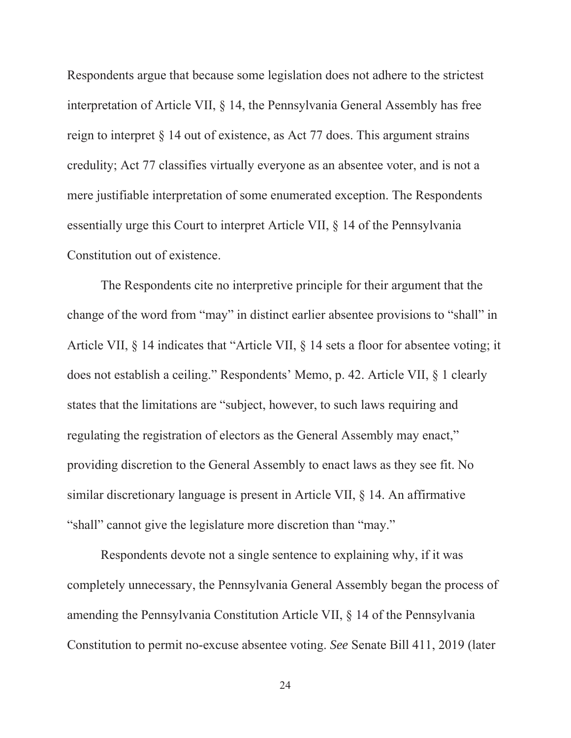Respondents argue that because some legislation does not adhere to the strictest interpretation of Article VII, § 14, the Pennsylvania General Assembly has free reign to interpret § 14 out of existence, as Act 77 does. This argument strains credulity; Act 77 classifies virtually everyone as an absentee voter, and is not a mere justifiable interpretation of some enumerated exception. The Respondents essentially urge this Court to interpret Article VII, § 14 of the Pennsylvania Constitution out of existence.

The Respondents cite no interpretive principle for their argument that the change of the word from "may" in distinct earlier absentee provisions to "shall" in Article VII, § 14 indicates that "Article VII, § 14 sets a floor for absentee voting; it does not establish a ceiling." Respondents' Memo, p. 42. Article VII, § 1 clearly states that the limitations are "subject, however, to such laws requiring and regulating the registration of electors as the General Assembly may enact," providing discretion to the General Assembly to enact laws as they see fit. No similar discretionary language is present in Article VII, § 14. An affirmative "shall" cannot give the legislature more discretion than "may."

Respondents devote not a single sentence to explaining why, if it was completely unnecessary, the Pennsylvania General Assembly began the process of amending the Pennsylvania Constitution Article VII, § 14 of the Pennsylvania Constitution to permit no-excuse absentee voting. *See* Senate Bill 411, 2019 (later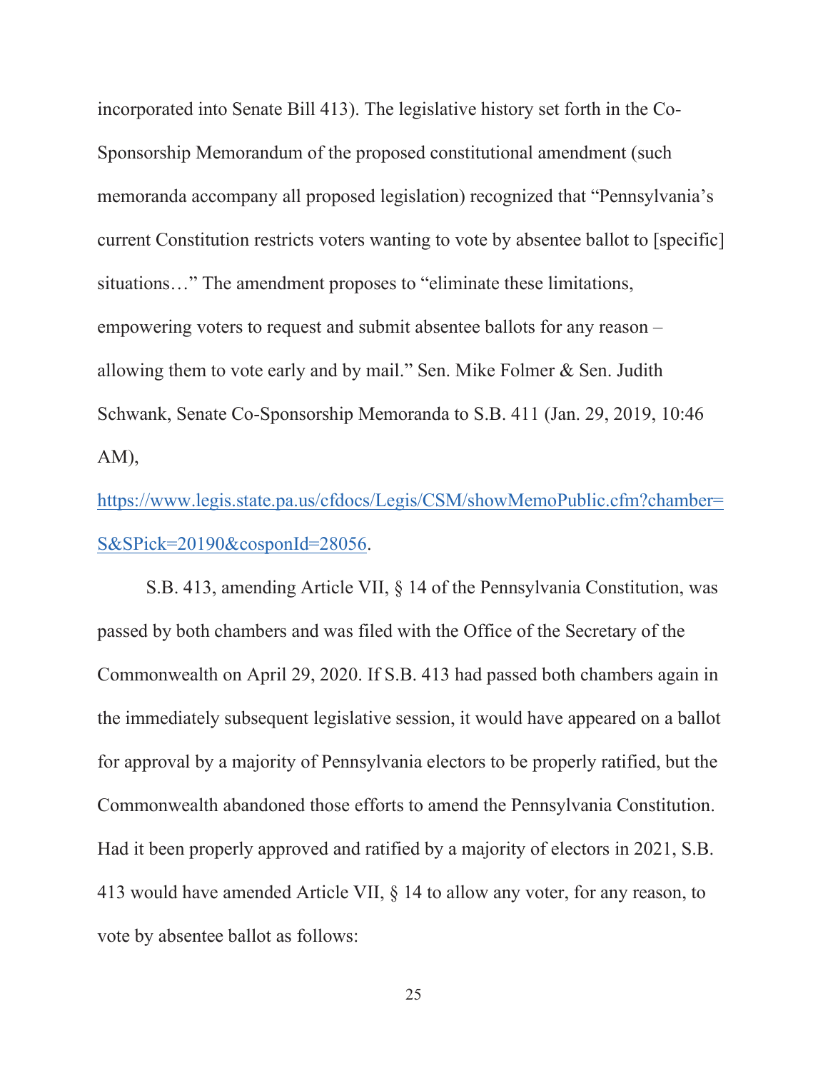incorporated into Senate Bill 413). The legislative history set forth in the Co-Sponsorship Memorandum of the proposed constitutional amendment (such memoranda accompany all proposed legislation) recognized that "Pennsylvania's current Constitution restricts voters wanting to vote by absentee ballot to [specific] situations…" The amendment proposes to "eliminate these limitations, empowering voters to request and submit absentee ballots for any reason – allowing them to vote early and by mail." Sen. Mike Folmer & Sen. Judith Schwank, Senate Co-Sponsorship Memoranda to S.B. 411 (Jan. 29, 2019, 10:46 AM), https://www.legis.state.pa.us/cfdocs/Legis/CSM/showMemoPublic.cfm?chamber=S&SPick=20190&cosponId=28056.

S.B. 413, amending Article VII, § 14 of the Pennsylvania Constitution, was passed by both chambers and was filed with the Office of the Secretary of the Commonwealth on April 29, 2020. If S.B. 413 had passed both chambers again in the immediately subsequent legislative session, it would have appeared on a ballot for approval by a majority of Pennsylvania electors to be properly ratified, but the Commonwealth abandoned those efforts to amend the Pennsylvania Constitution. Had it been properly approved and ratified by a majority of electors in 2021, S.B. 413 would have amended Article VII, § 14 to allow any voter, for any reason, to vote by absentee ballot as follows: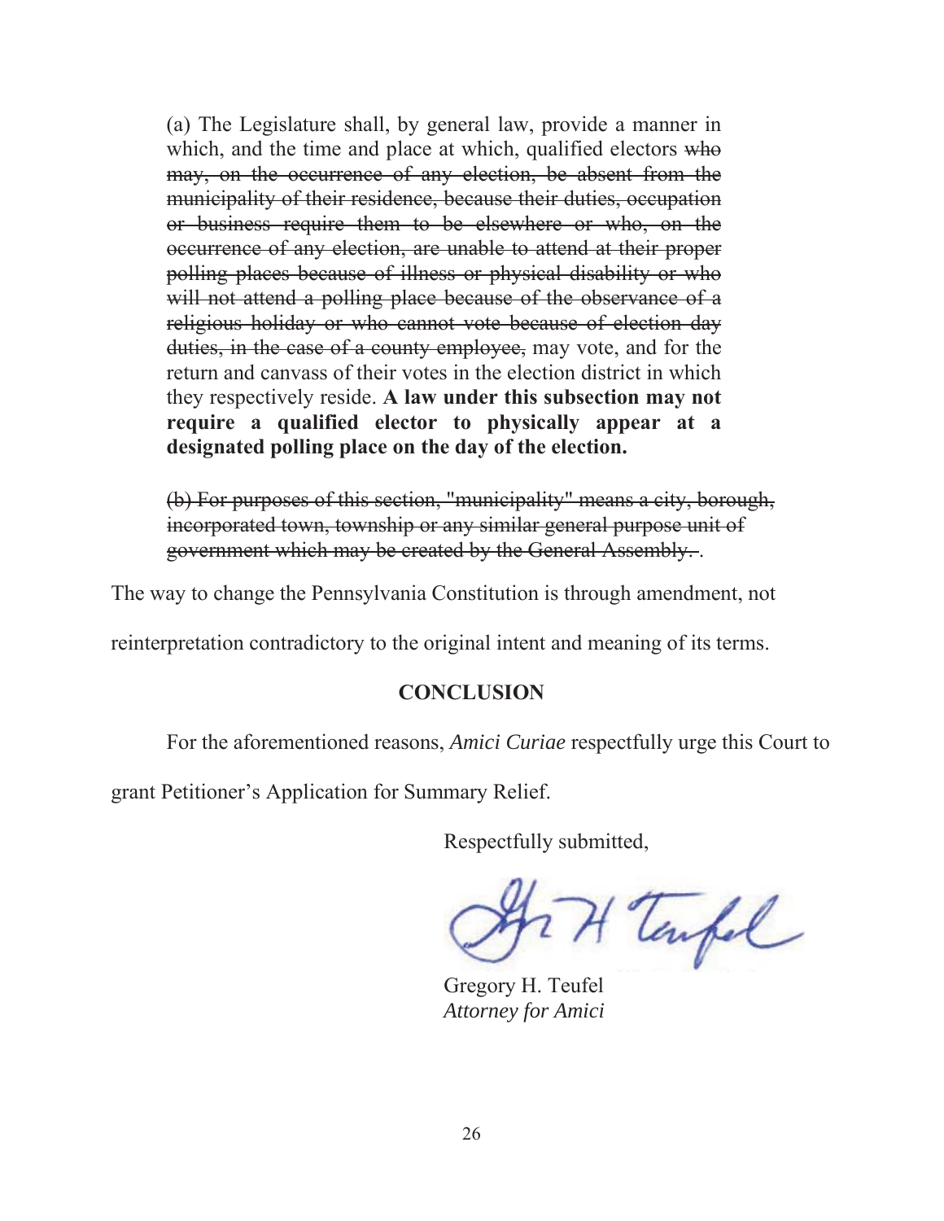> (a) The Legislature shall, by general law, provide a manner in which, and the time and place at which, qualified electors ~~who may, on the occurrence of any election, be absent from the municipality of their residence, because their duties, occupation or business require them to be elsewhere or who, on the occurrence of any election, are unable to attend at their proper polling places because of illness or physical disability or who will not attend a polling place because of the observance of a religious holiday or who cannot vote because of election day duties, in the case of a county employee,~~ may vote, and for the return and canvass of their votes in the election district in which they respectively reside. **A law under this subsection may not require a qualified elector to physically appear at a designated polling place on the day of the election.**
>
> ~~(b) For purposes of this section, "municipality" means a city, borough, incorporated town, township or any similar general purpose unit of government which may be created by the General Assembly.~~.

The way to change the Pennsylvania Constitution is through amendment, not reinterpretation contradictory to the original intent and meaning of its terms.

## CONCLUSION

For the aforementioned reasons, *Amici Curiae* respectfully urge this Court to grant Petitioner's Application for Summary Relief.

Respectfully submitted,

Gregory H. Teufel
*Attorney for Amici*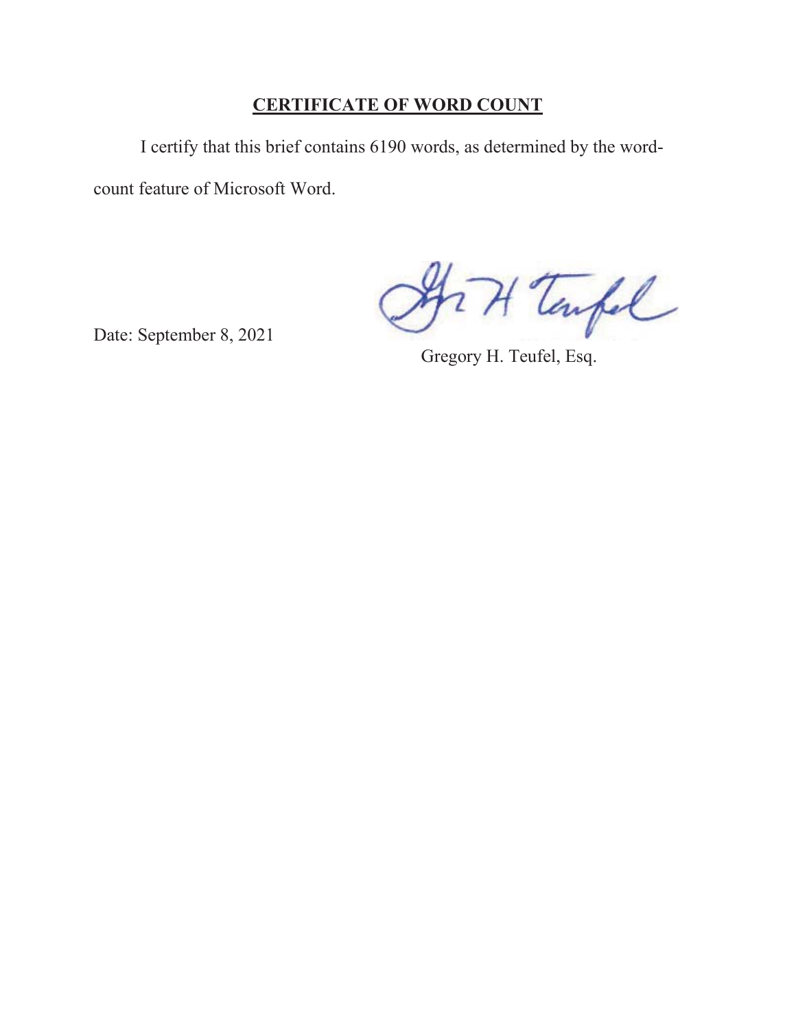## CERTIFICATE OF WORD COUNT

I certify that this brief contains 6190 words, as determined by the word-count feature of Microsoft Word.

Date: September 8, 2021

Gregory H. Teufel, Esq.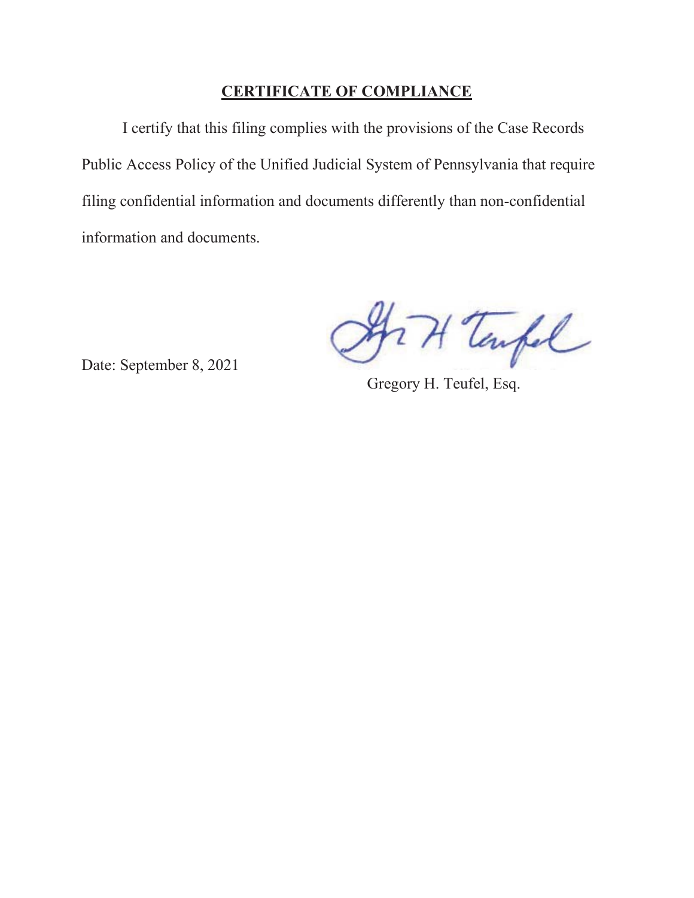## CERTIFICATE OF COMPLIANCE

I certify that this filing complies with the provisions of the Case Records Public Access Policy of the Unified Judicial System of Pennsylvania that require filing confidential information and documents differently than non-confidential information and documents.

Date: September 8, 2021

Gregory H. Teufel, Esq.